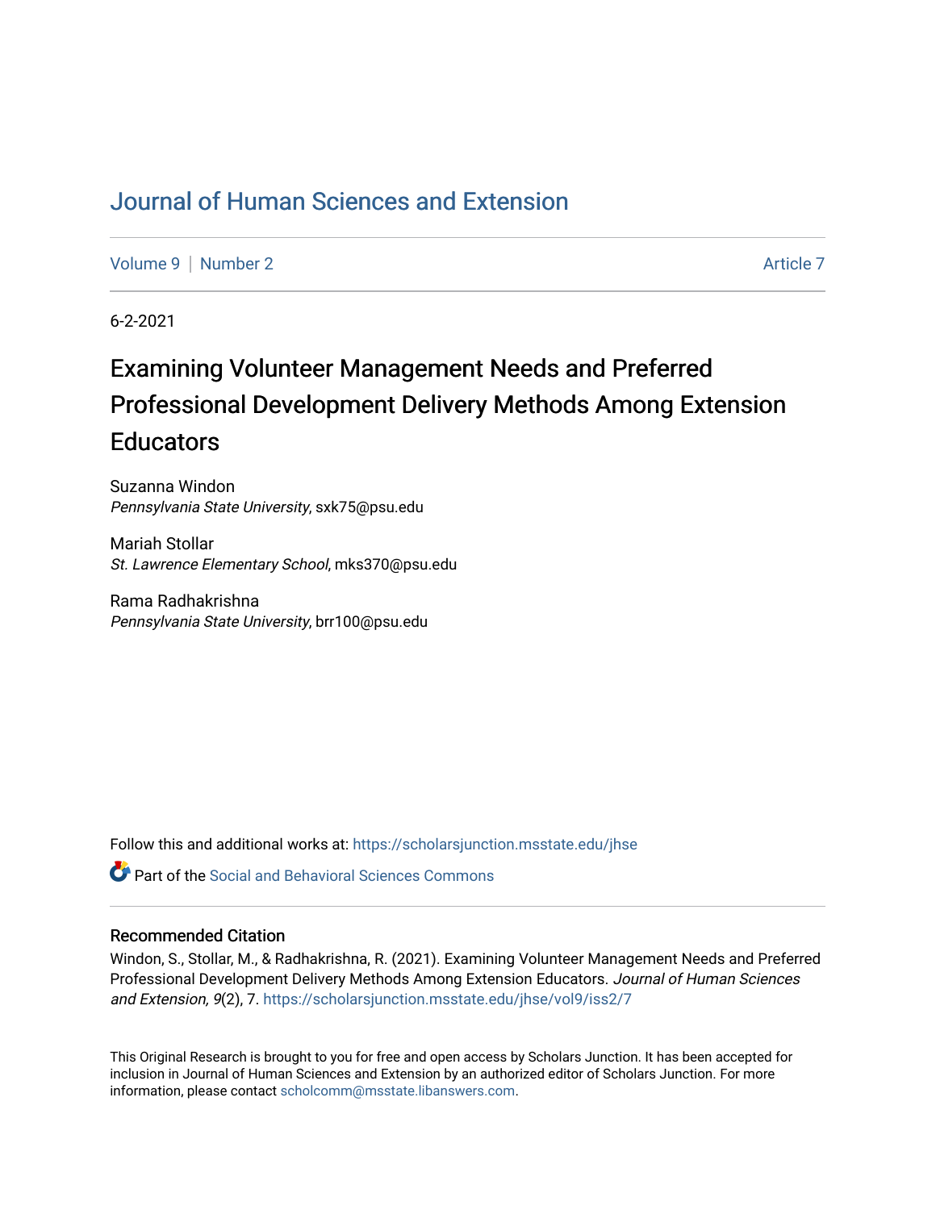# Journal of Human Sciences and Extension

Volume 9 | Number 2 Article 7

6-2-2021

## Examining Volunteer Management Needs and Preferred Professional Development Delivery Methods Among Extension Educators

Suzanna Windon
*Pennsylvania State University*, sxk75@psu.edu

Mariah Stollar
*St. Lawrence Elementary School*, mks370@psu.edu

Rama Radhakrishna
*Pennsylvania State University*, brr100@psu.edu

Follow this and additional works at: https://scholarsjunction.msstate.edu/jhse

Part of the Social and Behavioral Sciences Commons

### Recommended Citation

Windon, S., Stollar, M., & Radhakrishna, R. (2021). Examining Volunteer Management Needs and Preferred Professional Development Delivery Methods Among Extension Educators. *Journal of Human Sciences and Extension, 9*(2), 7. https://scholarsjunction.msstate.edu/jhse/vol9/iss2/7

This Original Research is brought to you for free and open access by Scholars Junction. It has been accepted for inclusion in Journal of Human Sciences and Extension by an authorized editor of Scholars Junction. For more information, please contact scholcomm@msstate.libanswers.com.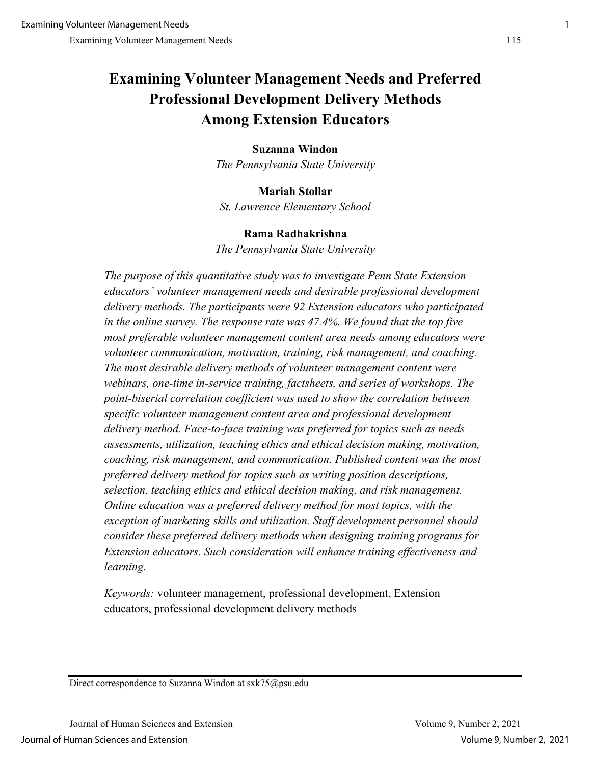# Examining Volunteer Management Needs and Preferred Professional Development Delivery Methods Among Extension Educators

**Suzanna Windon**
*The Pennsylvania State University*

**Mariah Stollar**
*St. Lawrence Elementary School*

**Rama Radhakrishna**
*The Pennsylvania State University*

*The purpose of this quantitative study was to investigate Penn State Extension educators' volunteer management needs and desirable professional development delivery methods. The participants were 92 Extension educators who participated in the online survey. The response rate was 47.4%. We found that the top five most preferable volunteer management content area needs among educators were volunteer communication, motivation, training, risk management, and coaching. The most desirable delivery methods of volunteer management content were webinars, one-time in-service training, factsheets, and series of workshops. The point-biserial correlation coefficient was used to show the correlation between specific volunteer management content area and professional development delivery method. Face-to-face training was preferred for topics such as needs assessments, utilization, teaching ethics and ethical decision making, motivation, coaching, risk management, and communication. Published content was the most preferred delivery method for topics such as writing position descriptions, selection, teaching ethics and ethical decision making, and risk management. Online education was a preferred delivery method for most topics, with the exception of marketing skills and utilization. Staff development personnel should consider these preferred delivery methods when designing training programs for Extension educators. Such consideration will enhance training effectiveness and learning.*

*Keywords:* volunteer management, professional development, Extension educators, professional development delivery methods

Direct correspondence to Suzanna Windon at sxk75@psu.edu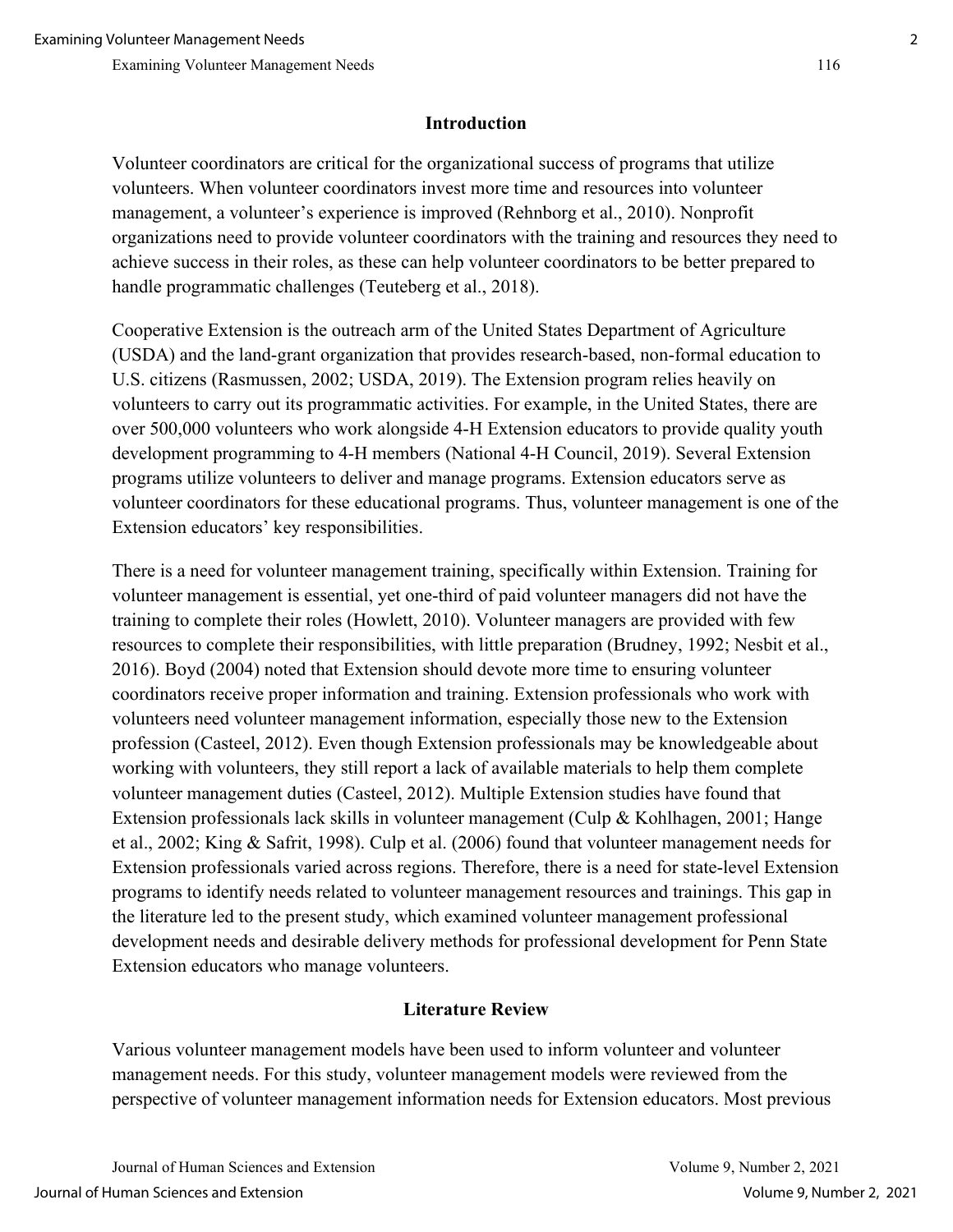## Introduction

Volunteer coordinators are critical for the organizational success of programs that utilize volunteers. When volunteer coordinators invest more time and resources into volunteer management, a volunteer's experience is improved (Rehnborg et al., 2010). Nonprofit organizations need to provide volunteer coordinators with the training and resources they need to achieve success in their roles, as these can help volunteer coordinators to be better prepared to handle programmatic challenges (Teuteberg et al., 2018).

Cooperative Extension is the outreach arm of the United States Department of Agriculture (USDA) and the land-grant organization that provides research-based, non-formal education to U.S. citizens (Rasmussen, 2002; USDA, 2019). The Extension program relies heavily on volunteers to carry out its programmatic activities. For example, in the United States, there are over 500,000 volunteers who work alongside 4-H Extension educators to provide quality youth development programming to 4-H members (National 4-H Council, 2019). Several Extension programs utilize volunteers to deliver and manage programs. Extension educators serve as volunteer coordinators for these educational programs. Thus, volunteer management is one of the Extension educators' key responsibilities.

There is a need for volunteer management training, specifically within Extension. Training for volunteer management is essential, yet one-third of paid volunteer managers did not have the training to complete their roles (Howlett, 2010). Volunteer managers are provided with few resources to complete their responsibilities, with little preparation (Brudney, 1992; Nesbit et al., 2016). Boyd (2004) noted that Extension should devote more time to ensuring volunteer coordinators receive proper information and training. Extension professionals who work with volunteers need volunteer management information, especially those new to the Extension profession (Casteel, 2012). Even though Extension professionals may be knowledgeable about working with volunteers, they still report a lack of available materials to help them complete volunteer management duties (Casteel, 2012). Multiple Extension studies have found that Extension professionals lack skills in volunteer management (Culp & Kohlhagen, 2001; Hange et al., 2002; King & Safrit, 1998). Culp et al. (2006) found that volunteer management needs for Extension professionals varied across regions. Therefore, there is a need for state-level Extension programs to identify needs related to volunteer management resources and trainings. This gap in the literature led to the present study, which examined volunteer management professional development needs and desirable delivery methods for professional development for Penn State Extension educators who manage volunteers.

## Literature Review

Various volunteer management models have been used to inform volunteer and volunteer management needs. For this study, volunteer management models were reviewed from the perspective of volunteer management information needs for Extension educators. Most previous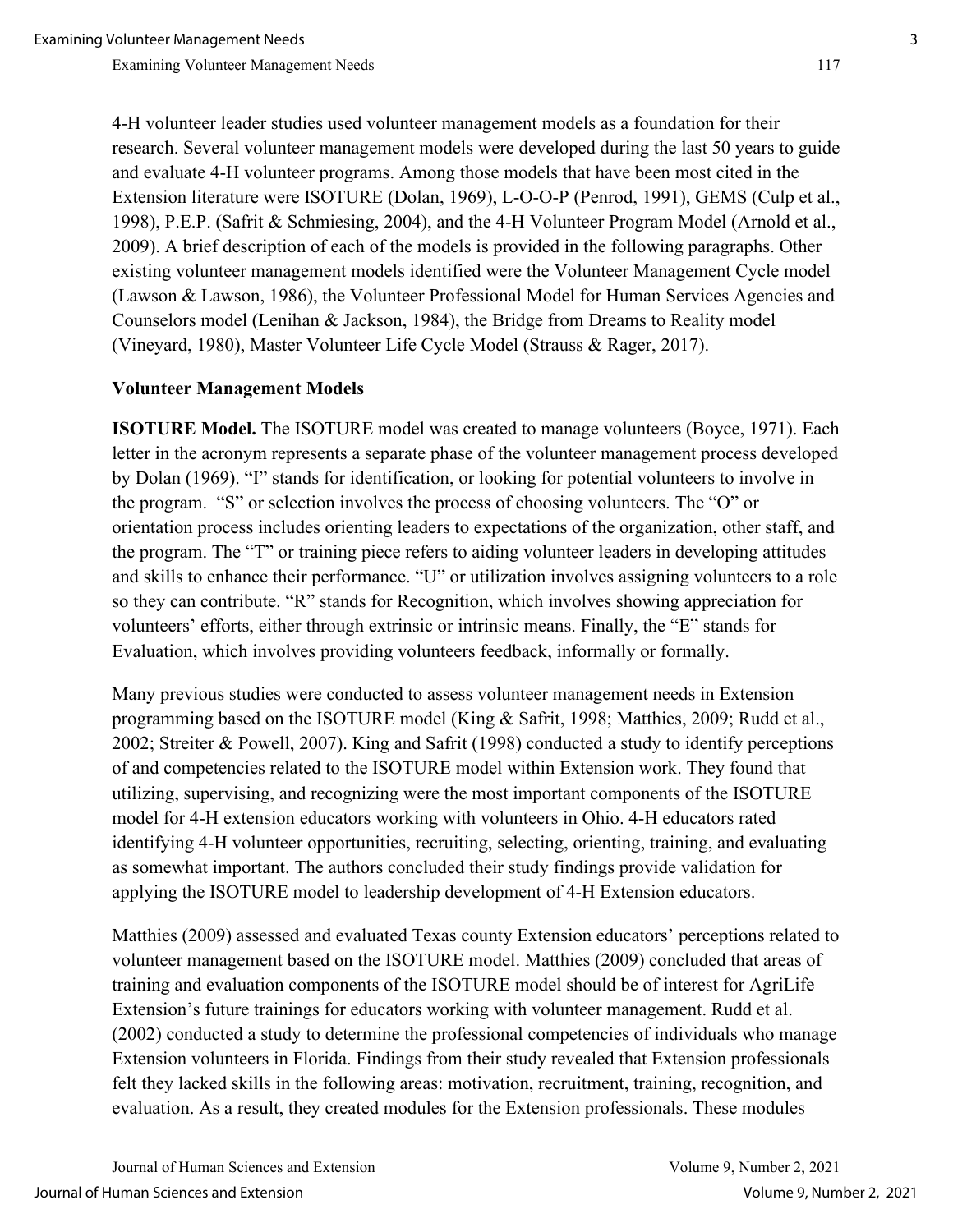4-H volunteer leader studies used volunteer management models as a foundation for their research. Several volunteer management models were developed during the last 50 years to guide and evaluate 4-H volunteer programs. Among those models that have been most cited in the Extension literature were ISOTURE (Dolan, 1969), L-O-O-P (Penrod, 1991), GEMS (Culp et al., 1998), P.E.P. (Safrit & Schmiesing, 2004), and the 4-H Volunteer Program Model (Arnold et al., 2009). A brief description of each of the models is provided in the following paragraphs. Other existing volunteer management models identified were the Volunteer Management Cycle model (Lawson & Lawson, 1986), the Volunteer Professional Model for Human Services Agencies and Counselors model (Lenihan & Jackson, 1984), the Bridge from Dreams to Reality model (Vineyard, 1980), Master Volunteer Life Cycle Model (Strauss & Rager, 2017).

**Volunteer Management Models**

**ISOTURE Model.** The ISOTURE model was created to manage volunteers (Boyce, 1971). Each letter in the acronym represents a separate phase of the volunteer management process developed by Dolan (1969). "I" stands for identification, or looking for potential volunteers to involve in the program. "S" or selection involves the process of choosing volunteers. The "O" or orientation process includes orienting leaders to expectations of the organization, other staff, and the program. The "T" or training piece refers to aiding volunteer leaders in developing attitudes and skills to enhance their performance. "U" or utilization involves assigning volunteers to a role so they can contribute. "R" stands for Recognition, which involves showing appreciation for volunteers' efforts, either through extrinsic or intrinsic means. Finally, the "E" stands for Evaluation, which involves providing volunteers feedback, informally or formally.

Many previous studies were conducted to assess volunteer management needs in Extension programming based on the ISOTURE model (King & Safrit, 1998; Matthies, 2009; Rudd et al., 2002; Streiter & Powell, 2007). King and Safrit (1998) conducted a study to identify perceptions of and competencies related to the ISOTURE model within Extension work. They found that utilizing, supervising, and recognizing were the most important components of the ISOTURE model for 4-H extension educators working with volunteers in Ohio. 4-H educators rated identifying 4-H volunteer opportunities, recruiting, selecting, orienting, training, and evaluating as somewhat important. The authors concluded their study findings provide validation for applying the ISOTURE model to leadership development of 4-H Extension educators.

Matthies (2009) assessed and evaluated Texas county Extension educators' perceptions related to volunteer management based on the ISOTURE model. Matthies (2009) concluded that areas of training and evaluation components of the ISOTURE model should be of interest for AgriLife Extension's future trainings for educators working with volunteer management. Rudd et al. (2002) conducted a study to determine the professional competencies of individuals who manage Extension volunteers in Florida. Findings from their study revealed that Extension professionals felt they lacked skills in the following areas: motivation, recruitment, training, recognition, and evaluation. As a result, they created modules for the Extension professionals. These modules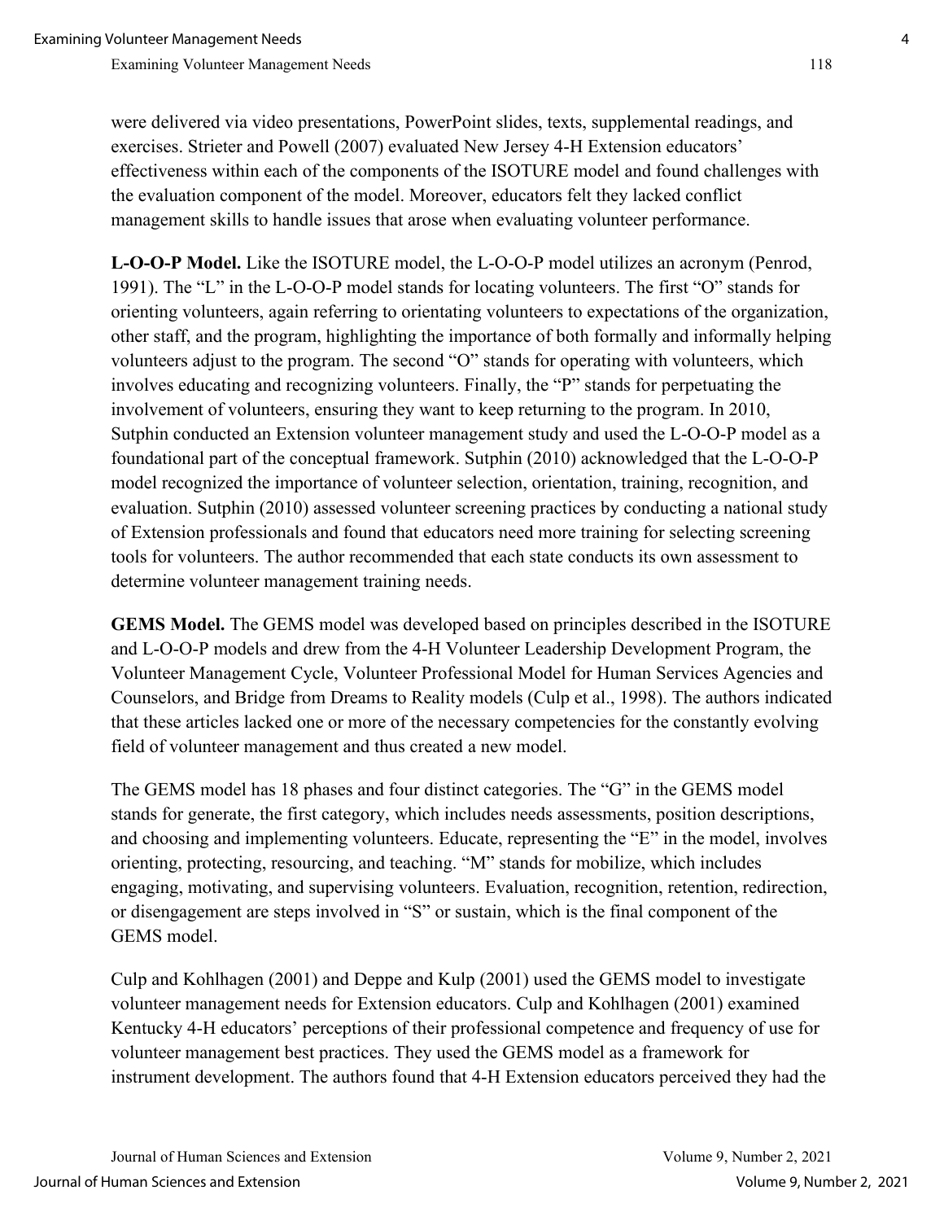were delivered via video presentations, PowerPoint slides, texts, supplemental readings, and exercises. Strieter and Powell (2007) evaluated New Jersey 4-H Extension educators' effectiveness within each of the components of the ISOTURE model and found challenges with the evaluation component of the model. Moreover, educators felt they lacked conflict management skills to handle issues that arose when evaluating volunteer performance.

**L-O-O-P Model.** Like the ISOTURE model, the L-O-O-P model utilizes an acronym (Penrod, 1991). The "L" in the L-O-O-P model stands for locating volunteers. The first "O" stands for orienting volunteers, again referring to orientating volunteers to expectations of the organization, other staff, and the program, highlighting the importance of both formally and informally helping volunteers adjust to the program. The second "O" stands for operating with volunteers, which involves educating and recognizing volunteers. Finally, the "P" stands for perpetuating the involvement of volunteers, ensuring they want to keep returning to the program. In 2010, Sutphin conducted an Extension volunteer management study and used the L-O-O-P model as a foundational part of the conceptual framework. Sutphin (2010) acknowledged that the L-O-O-P model recognized the importance of volunteer selection, orientation, training, recognition, and evaluation. Sutphin (2010) assessed volunteer screening practices by conducting a national study of Extension professionals and found that educators need more training for selecting screening tools for volunteers. The author recommended that each state conducts its own assessment to determine volunteer management training needs.

**GEMS Model.** The GEMS model was developed based on principles described in the ISOTURE and L-O-O-P models and drew from the 4-H Volunteer Leadership Development Program, the Volunteer Management Cycle, Volunteer Professional Model for Human Services Agencies and Counselors, and Bridge from Dreams to Reality models (Culp et al., 1998). The authors indicated that these articles lacked one or more of the necessary competencies for the constantly evolving field of volunteer management and thus created a new model.

The GEMS model has 18 phases and four distinct categories. The "G" in the GEMS model stands for generate, the first category, which includes needs assessments, position descriptions, and choosing and implementing volunteers. Educate, representing the "E" in the model, involves orienting, protecting, resourcing, and teaching. "M" stands for mobilize, which includes engaging, motivating, and supervising volunteers. Evaluation, recognition, retention, redirection, or disengagement are steps involved in "S" or sustain, which is the final component of the GEMS model.

Culp and Kohlhagen (2001) and Deppe and Kulp (2001) used the GEMS model to investigate volunteer management needs for Extension educators. Culp and Kohlhagen (2001) examined Kentucky 4-H educators' perceptions of their professional competence and frequency of use for volunteer management best practices. They used the GEMS model as a framework for instrument development. The authors found that 4-H Extension educators perceived they had the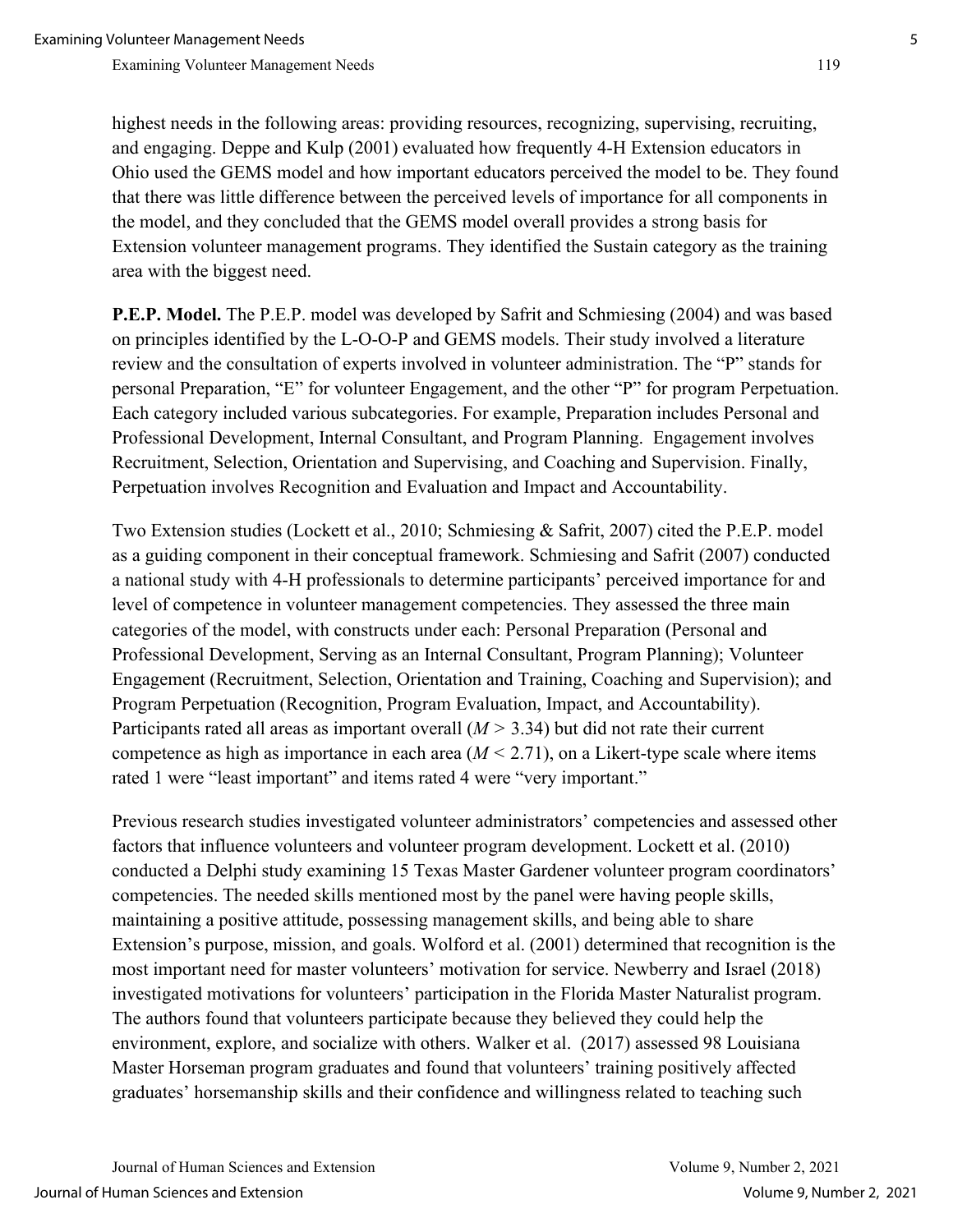highest needs in the following areas: providing resources, recognizing, supervising, recruiting, and engaging. Deppe and Kulp (2001) evaluated how frequently 4-H Extension educators in Ohio used the GEMS model and how important educators perceived the model to be. They found that there was little difference between the perceived levels of importance for all components in the model, and they concluded that the GEMS model overall provides a strong basis for Extension volunteer management programs. They identified the Sustain category as the training area with the biggest need.

**P.E.P. Model.** The P.E.P. model was developed by Safrit and Schmiesing (2004) and was based on principles identified by the L-O-O-P and GEMS models. Their study involved a literature review and the consultation of experts involved in volunteer administration. The "P" stands for personal Preparation, "E" for volunteer Engagement, and the other "P" for program Perpetuation. Each category included various subcategories. For example, Preparation includes Personal and Professional Development, Internal Consultant, and Program Planning. Engagement involves Recruitment, Selection, Orientation and Supervising, and Coaching and Supervision. Finally, Perpetuation involves Recognition and Evaluation and Impact and Accountability.

Two Extension studies (Lockett et al., 2010; Schmiesing & Safrit, 2007) cited the P.E.P. model as a guiding component in their conceptual framework. Schmiesing and Safrit (2007) conducted a national study with 4-H professionals to determine participants' perceived importance for and level of competence in volunteer management competencies. They assessed the three main categories of the model, with constructs under each: Personal Preparation (Personal and Professional Development, Serving as an Internal Consultant, Program Planning); Volunteer Engagement (Recruitment, Selection, Orientation and Training, Coaching and Supervision); and Program Perpetuation (Recognition, Program Evaluation, Impact, and Accountability). Participants rated all areas as important overall ($M > 3.34$) but did not rate their current competence as high as importance in each area ($M < 2.71$), on a Likert-type scale where items rated 1 were "least important" and items rated 4 were "very important."

Previous research studies investigated volunteer administrators' competencies and assessed other factors that influence volunteers and volunteer program development. Lockett et al. (2010) conducted a Delphi study examining 15 Texas Master Gardener volunteer program coordinators' competencies. The needed skills mentioned most by the panel were having people skills, maintaining a positive attitude, possessing management skills, and being able to share Extension's purpose, mission, and goals. Wolford et al. (2001) determined that recognition is the most important need for master volunteers' motivation for service. Newberry and Israel (2018) investigated motivations for volunteers' participation in the Florida Master Naturalist program. The authors found that volunteers participate because they believed they could help the environment, explore, and socialize with others. Walker et al. (2017) assessed 98 Louisiana Master Horseman program graduates and found that volunteers' training positively affected graduates' horsemanship skills and their confidence and willingness related to teaching such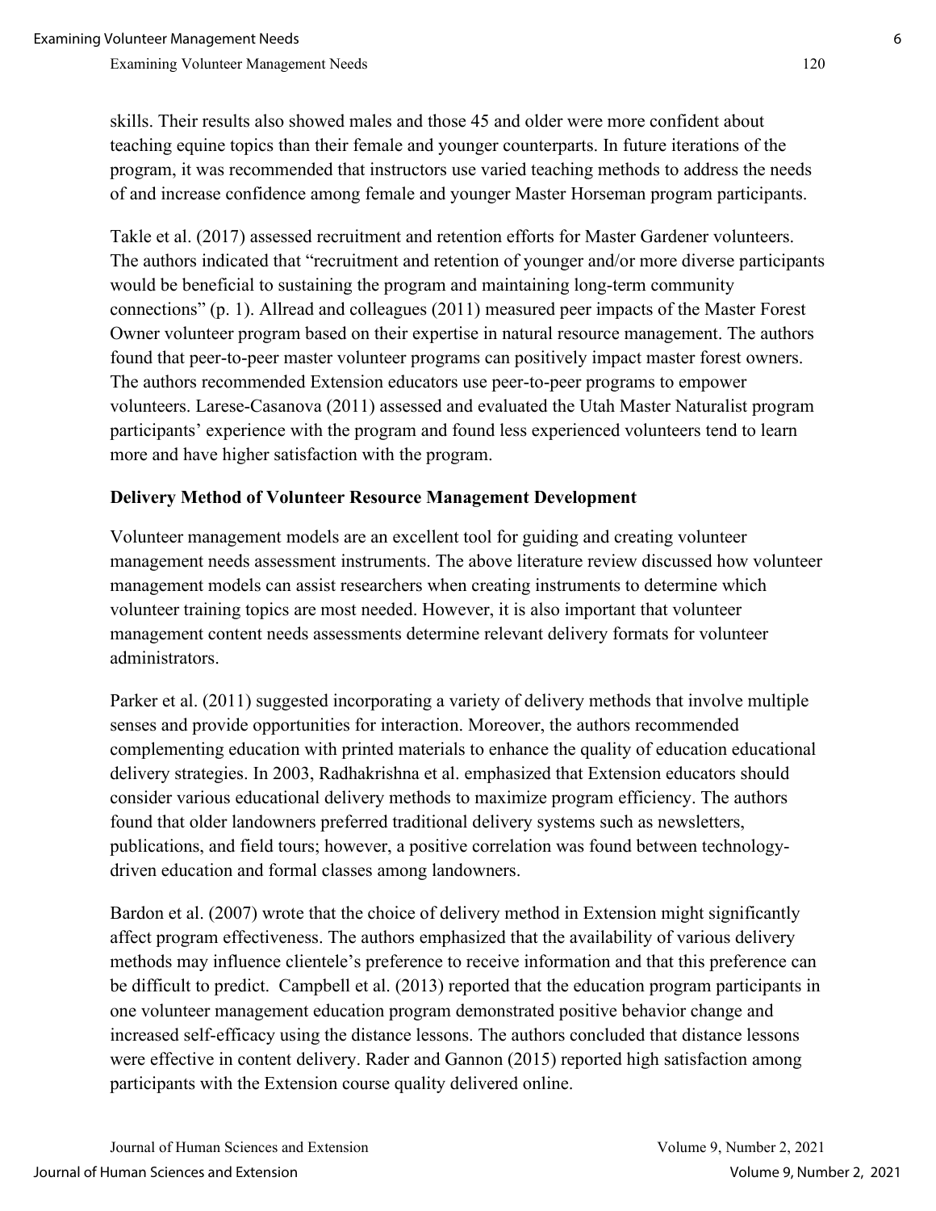skills. Their results also showed males and those 45 and older were more confident about teaching equine topics than their female and younger counterparts. In future iterations of the program, it was recommended that instructors use varied teaching methods to address the needs of and increase confidence among female and younger Master Horseman program participants.

Takle et al. (2017) assessed recruitment and retention efforts for Master Gardener volunteers. The authors indicated that "recruitment and retention of younger and/or more diverse participants would be beneficial to sustaining the program and maintaining long-term community connections" (p. 1). Allread and colleagues (2011) measured peer impacts of the Master Forest Owner volunteer program based on their expertise in natural resource management. The authors found that peer-to-peer master volunteer programs can positively impact master forest owners. The authors recommended Extension educators use peer-to-peer programs to empower volunteers. Larese-Casanova (2011) assessed and evaluated the Utah Master Naturalist program participants' experience with the program and found less experienced volunteers tend to learn more and have higher satisfaction with the program.

**Delivery Method of Volunteer Resource Management Development**

Volunteer management models are an excellent tool for guiding and creating volunteer management needs assessment instruments. The above literature review discussed how volunteer management models can assist researchers when creating instruments to determine which volunteer training topics are most needed. However, it is also important that volunteer management content needs assessments determine relevant delivery formats for volunteer administrators.

Parker et al. (2011) suggested incorporating a variety of delivery methods that involve multiple senses and provide opportunities for interaction. Moreover, the authors recommended complementing education with printed materials to enhance the quality of education educational delivery strategies. In 2003, Radhakrishna et al. emphasized that Extension educators should consider various educational delivery methods to maximize program efficiency. The authors found that older landowners preferred traditional delivery systems such as newsletters, publications, and field tours; however, a positive correlation was found between technology-driven education and formal classes among landowners.

Bardon et al. (2007) wrote that the choice of delivery method in Extension might significantly affect program effectiveness. The authors emphasized that the availability of various delivery methods may influence clientele's preference to receive information and that this preference can be difficult to predict. Campbell et al. (2013) reported that the education program participants in one volunteer management education program demonstrated positive behavior change and increased self-efficacy using the distance lessons. The authors concluded that distance lessons were effective in content delivery. Rader and Gannon (2015) reported high satisfaction among participants with the Extension course quality delivered online.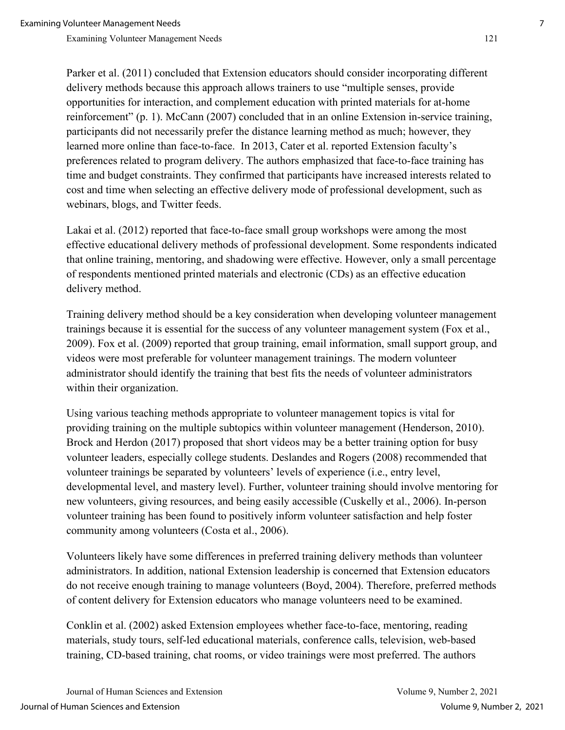Parker et al. (2011) concluded that Extension educators should consider incorporating different delivery methods because this approach allows trainers to use "multiple senses, provide opportunities for interaction, and complement education with printed materials for at-home reinforcement" (p. 1). McCann (2007) concluded that in an online Extension in-service training, participants did not necessarily prefer the distance learning method as much; however, they learned more online than face-to-face.  In 2013, Cater et al. reported Extension faculty's preferences related to program delivery. The authors emphasized that face-to-face training has time and budget constraints. They confirmed that participants have increased interests related to cost and time when selecting an effective delivery mode of professional development, such as webinars, blogs, and Twitter feeds.

Lakai et al. (2012) reported that face-to-face small group workshops were among the most effective educational delivery methods of professional development. Some respondents indicated that online training, mentoring, and shadowing were effective. However, only a small percentage of respondents mentioned printed materials and electronic (CDs) as an effective education delivery method.

Training delivery method should be a key consideration when developing volunteer management trainings because it is essential for the success of any volunteer management system (Fox et al., 2009). Fox et al. (2009) reported that group training, email information, small support group, and videos were most preferable for volunteer management trainings. The modern volunteer administrator should identify the training that best fits the needs of volunteer administrators within their organization.

Using various teaching methods appropriate to volunteer management topics is vital for providing training on the multiple subtopics within volunteer management (Henderson, 2010). Brock and Herdon (2017) proposed that short videos may be a better training option for busy volunteer leaders, especially college students. Deslandes and Rogers (2008) recommended that volunteer trainings be separated by volunteers' levels of experience (i.e., entry level, developmental level, and mastery level). Further, volunteer training should involve mentoring for new volunteers, giving resources, and being easily accessible (Cuskelly et al., 2006). In-person volunteer training has been found to positively inform volunteer satisfaction and help foster community among volunteers (Costa et al., 2006).

Volunteers likely have some differences in preferred training delivery methods than volunteer administrators. In addition, national Extension leadership is concerned that Extension educators do not receive enough training to manage volunteers (Boyd, 2004). Therefore, preferred methods of content delivery for Extension educators who manage volunteers need to be examined.

Conklin et al. (2002) asked Extension employees whether face-to-face, mentoring, reading materials, study tours, self-led educational materials, conference calls, television, web-based training, CD-based training, chat rooms, or video trainings were most preferred. The authors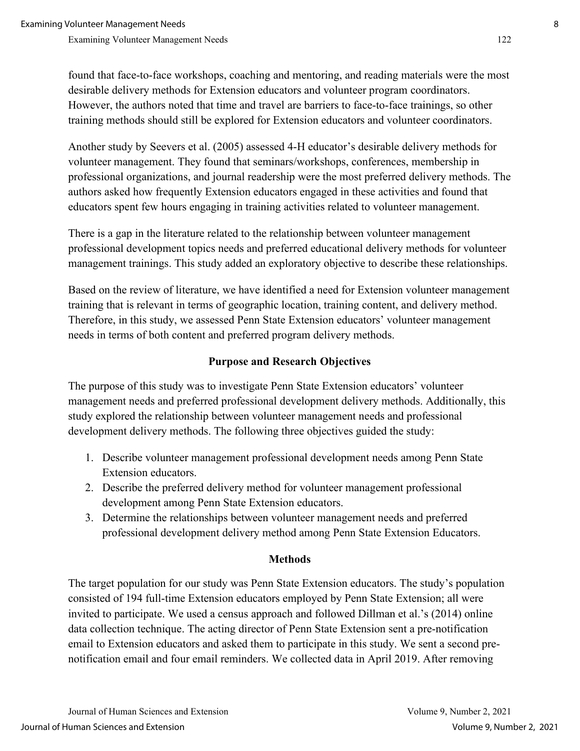found that face-to-face workshops, coaching and mentoring, and reading materials were the most desirable delivery methods for Extension educators and volunteer program coordinators. However, the authors noted that time and travel are barriers to face-to-face trainings, so other training methods should still be explored for Extension educators and volunteer coordinators.

Another study by Seevers et al. (2005) assessed 4-H educator's desirable delivery methods for volunteer management. They found that seminars/workshops, conferences, membership in professional organizations, and journal readership were the most preferred delivery methods. The authors asked how frequently Extension educators engaged in these activities and found that educators spent few hours engaging in training activities related to volunteer management.

There is a gap in the literature related to the relationship between volunteer management professional development topics needs and preferred educational delivery methods for volunteer management trainings. This study added an exploratory objective to describe these relationships.

Based on the review of literature, we have identified a need for Extension volunteer management training that is relevant in terms of geographic location, training content, and delivery method. Therefore, in this study, we assessed Penn State Extension educators' volunteer management needs in terms of both content and preferred program delivery methods.

## Purpose and Research Objectives

The purpose of this study was to investigate Penn State Extension educators' volunteer management needs and preferred professional development delivery methods. Additionally, this study explored the relationship between volunteer management needs and professional development delivery methods. The following three objectives guided the study:

1. Describe volunteer management professional development needs among Penn State Extension educators.
2. Describe the preferred delivery method for volunteer management professional development among Penn State Extension educators.
3. Determine the relationships between volunteer management needs and preferred professional development delivery method among Penn State Extension Educators.

## Methods

The target population for our study was Penn State Extension educators. The study's population consisted of 194 full-time Extension educators employed by Penn State Extension; all were invited to participate. We used a census approach and followed Dillman et al.'s (2014) online data collection technique. The acting director of Penn State Extension sent a pre-notification email to Extension educators and asked them to participate in this study. We sent a second pre-notification email and four email reminders. We collected data in April 2019. After removing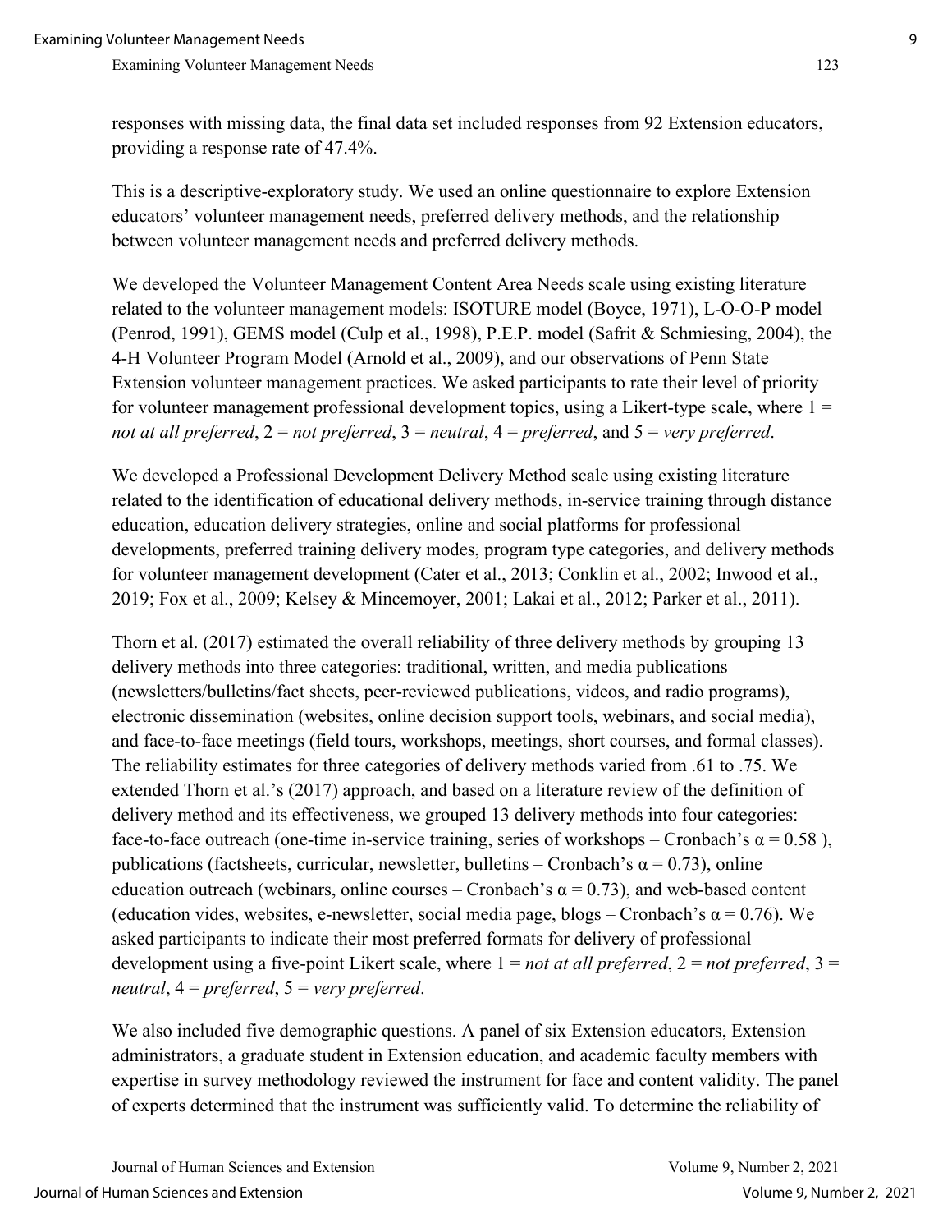responses with missing data, the final data set included responses from 92 Extension educators, providing a response rate of 47.4%.

This is a descriptive-exploratory study. We used an online questionnaire to explore Extension educators' volunteer management needs, preferred delivery methods, and the relationship between volunteer management needs and preferred delivery methods.

We developed the Volunteer Management Content Area Needs scale using existing literature related to the volunteer management models: ISOTURE model (Boyce, 1971), L-O-O-P model (Penrod, 1991), GEMS model (Culp et al., 1998), P.E.P. model (Safrit & Schmiesing, 2004), the 4-H Volunteer Program Model (Arnold et al., 2009), and our observations of Penn State Extension volunteer management practices. We asked participants to rate their level of priority for volunteer management professional development topics, using a Likert-type scale, where 1 = *not at all preferred*, 2 = *not preferred*, 3 = *neutral*, 4 = *preferred*, and 5 = *very preferred*.

We developed a Professional Development Delivery Method scale using existing literature related to the identification of educational delivery methods, in-service training through distance education, education delivery strategies, online and social platforms for professional developments, preferred training delivery modes, program type categories, and delivery methods for volunteer management development (Cater et al., 2013; Conklin et al., 2002; Inwood et al., 2019; Fox et al., 2009; Kelsey & Mincemoyer, 2001; Lakai et al., 2012; Parker et al., 2011).

Thorn et al. (2017) estimated the overall reliability of three delivery methods by grouping 13 delivery methods into three categories: traditional, written, and media publications (newsletters/bulletins/fact sheets, peer-reviewed publications, videos, and radio programs), electronic dissemination (websites, online decision support tools, webinars, and social media), and face-to-face meetings (field tours, workshops, meetings, short courses, and formal classes). The reliability estimates for three categories of delivery methods varied from .61 to .75. We extended Thorn et al.'s (2017) approach, and based on a literature review of the definition of delivery method and its effectiveness, we grouped 13 delivery methods into four categories: face-to-face outreach (one-time in-service training, series of workshops – Cronbach's $\alpha = 0.58$ ), publications (factsheets, curricular, newsletter, bulletins – Cronbach's $\alpha = 0.73$), online education outreach (webinars, online courses – Cronbach's $\alpha = 0.73$), and web-based content (education vides, websites, e-newsletter, social media page, blogs – Cronbach's $\alpha = 0.76$). We asked participants to indicate their most preferred formats for delivery of professional development using a five-point Likert scale, where 1 = *not at all preferred*, 2 = *not preferred*, 3 = *neutral*, 4 = *preferred*, 5 = *very preferred*.

We also included five demographic questions. A panel of six Extension educators, Extension administrators, a graduate student in Extension education, and academic faculty members with expertise in survey methodology reviewed the instrument for face and content validity. The panel of experts determined that the instrument was sufficiently valid. To determine the reliability of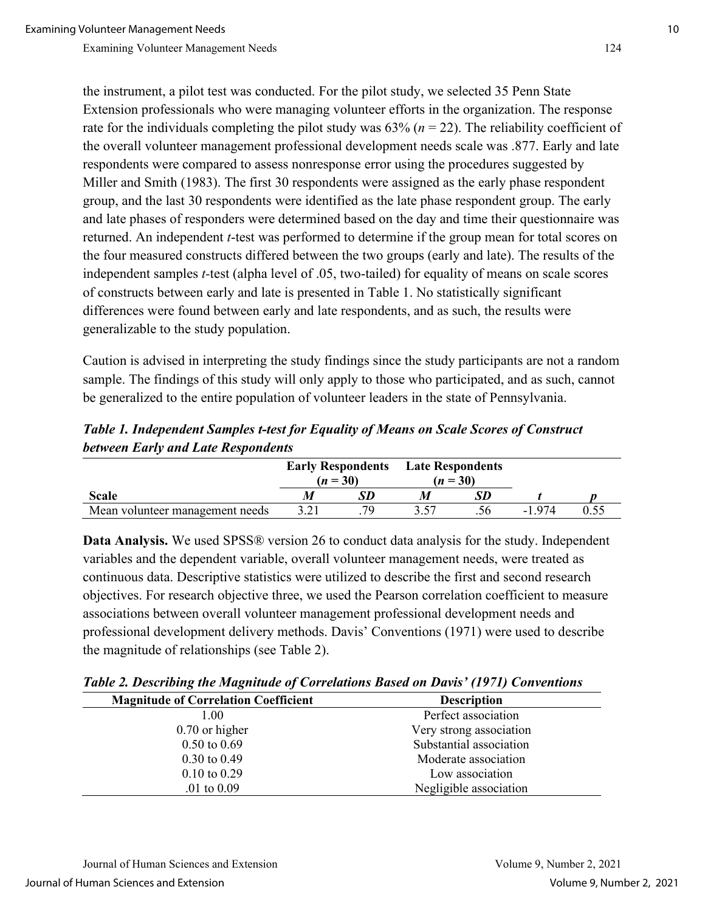the instrument, a pilot test was conducted. For the pilot study, we selected 35 Penn State Extension professionals who were managing volunteer efforts in the organization. The response rate for the individuals completing the pilot study was 63% ($n$ = 22). The reliability coefficient of the overall volunteer management professional development needs scale was .877. Early and late respondents were compared to assess nonresponse error using the procedures suggested by Miller and Smith (1983). The first 30 respondents were assigned as the early phase respondent group, and the last 30 respondents were identified as the late phase respondent group. The early and late phases of responders were determined based on the day and time their questionnaire was returned. An independent *t*-test was performed to determine if the group mean for total scores on the four measured constructs differed between the two groups (early and late). The results of the independent samples *t*-test (alpha level of .05, two-tailed) for equality of means on scale scores of constructs between early and late is presented in Table 1. No statistically significant differences were found between early and late respondents, and as such, the results were generalizable to the study population.

Caution is advised in interpreting the study findings since the study participants are not a random sample. The findings of this study will only apply to those who participated, and as such, cannot be generalized to the entire population of volunteer leaders in the state of Pennsylvania.

***Table 1. Independent Samples t-test for Equality of Means on Scale Scores of Construct between Early and Late Respondents***

| | Early Respondents ($n$ = 30) | | Late Respondents ($n$ = 30) | | | |
|---|---|---|---|---|---|---|
| **Scale** | ***M*** | ***SD*** | ***M*** | ***SD*** | ***t*** | ***p*** |
| Mean volunteer management needs | 3.21 | .79 | 3.57 | .56 | -1.974 | 0.55 |

**Data Analysis.** We used SPSS® version 26 to conduct data analysis for the study. Independent variables and the dependent variable, overall volunteer management needs, were treated as continuous data. Descriptive statistics were utilized to describe the first and second research objectives. For research objective three, we used the Pearson correlation coefficient to measure associations between overall volunteer management professional development needs and professional development delivery methods. Davis' Conventions (1971) were used to describe the magnitude of relationships (see Table 2).

***Table 2. Describing the Magnitude of Correlations Based on Davis' (1971) Conventions***

| Magnitude of Correlation Coefficient | Description |
|---|---|
| 1.00 | Perfect association |
| 0.70 or higher | Very strong association |
| 0.50 to 0.69 | Substantial association |
| 0.30 to 0.49 | Moderate association |
| 0.10 to 0.29 | Low association |
| .01 to 0.09 | Negligible association |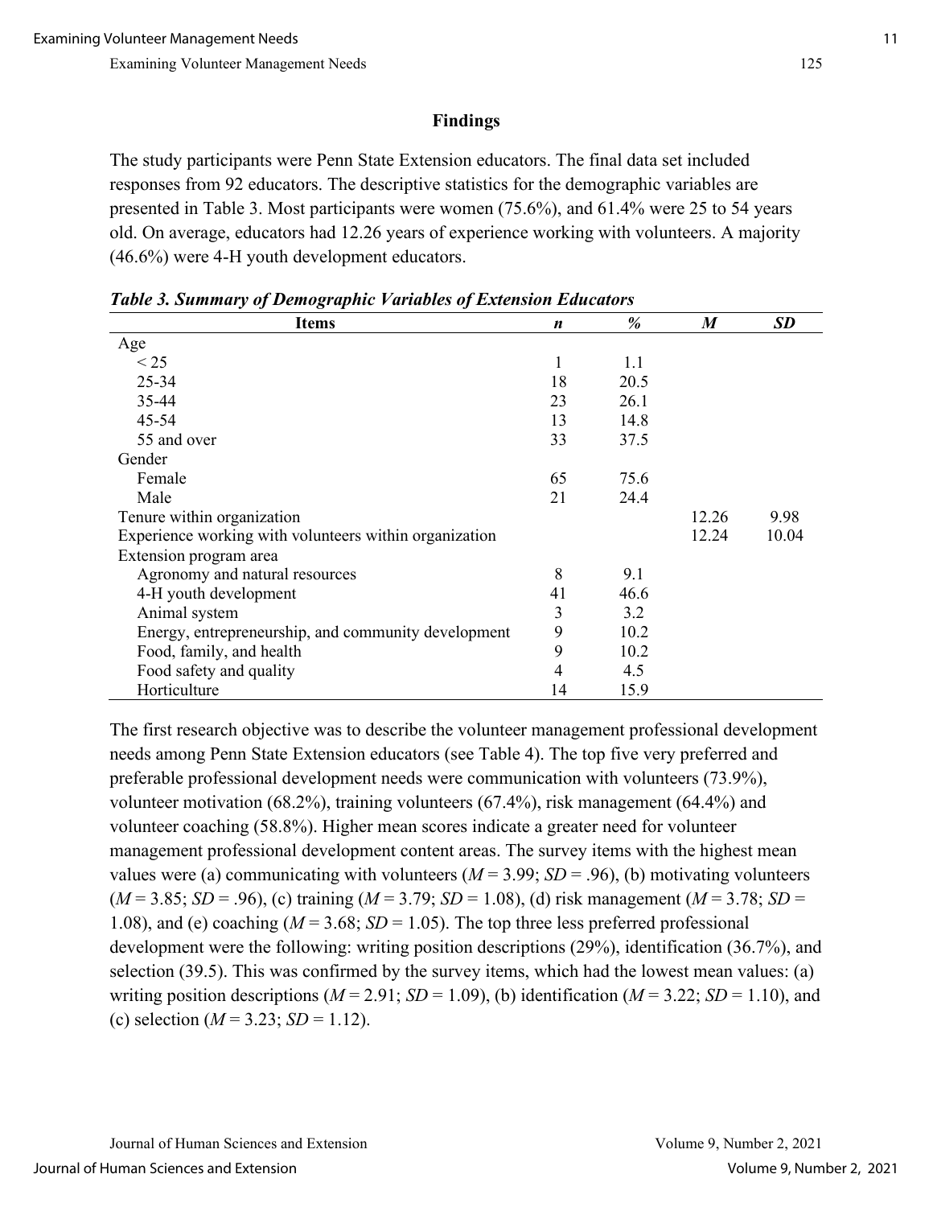## Findings

The study participants were Penn State Extension educators. The final data set included responses from 92 educators. The descriptive statistics for the demographic variables are presented in Table 3. Most participants were women (75.6%), and 61.4% were 25 to 54 years old. On average, educators had 12.26 years of experience working with volunteers. A majority (46.6%) were 4-H youth development educators.

***Table 3. Summary of Demographic Variables of Extension Educators***

| Items | *n* | % | *M* | *SD* |
|---|---|---|---|---|
| Age | | | | |
| < 25 | 1 | 1.1 | | |
| 25-34 | 18 | 20.5 | | |
| 35-44 | 23 | 26.1 | | |
| 45-54 | 13 | 14.8 | | |
| 55 and over | 33 | 37.5 | | |
| Gender | | | | |
| Female | 65 | 75.6 | | |
| Male | 21 | 24.4 | | |
| Tenure within organization | | | 12.26 | 9.98 |
| Experience working with volunteers within organization | | | 12.24 | 10.04 |
| Extension program area | | | | |
| Agronomy and natural resources | 8 | 9.1 | | |
| 4-H youth development | 41 | 46.6 | | |
| Animal system | 3 | 3.2 | | |
| Energy, entrepreneurship, and community development | 9 | 10.2 | | |
| Food, family, and health | 9 | 10.2 | | |
| Food safety and quality | 4 | 4.5 | | |
| Horticulture | 14 | 15.9 | | |

The first research objective was to describe the volunteer management professional development needs among Penn State Extension educators (see Table 4). The top five very preferred and preferable professional development needs were communication with volunteers (73.9%), volunteer motivation (68.2%), training volunteers (67.4%), risk management (64.4%) and volunteer coaching (58.8%). Higher mean scores indicate a greater need for volunteer management professional development content areas. The survey items with the highest mean values were (a) communicating with volunteers (*M* = 3.99; *SD* = .96), (b) motivating volunteers (*M* = 3.85; *SD* = .96), (c) training (*M* = 3.79; *SD* = 1.08), (d) risk management (*M* = 3.78; *SD* = 1.08), and (e) coaching (*M* = 3.68; *SD* = 1.05). The top three less preferred professional development were the following: writing position descriptions (29%), identification (36.7%), and selection (39.5). This was confirmed by the survey items, which had the lowest mean values: (a) writing position descriptions (*M* = 2.91; *SD* = 1.09), (b) identification (*M* = 3.22; *SD* = 1.10), and (c) selection (*M* = 3.23; *SD* = 1.12).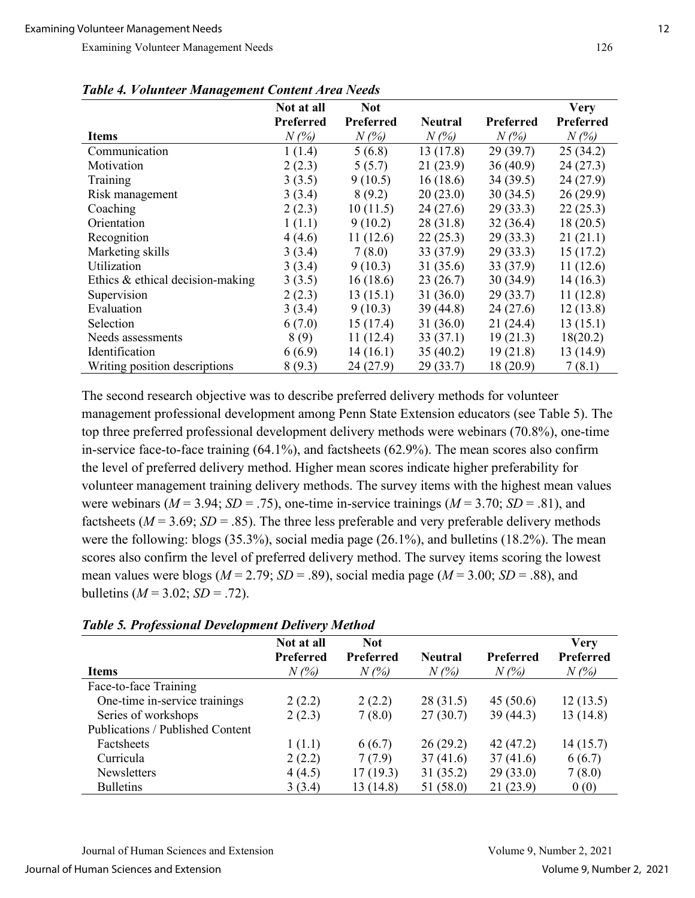***Table 4. Volunteer Management Content Area Needs***

| Items | Not at all Preferred *N (%)* | Not Preferred *N (%)* | Neutral *N (%)* | Preferred *N (%)* | Very Preferred *N (%)* |
|---|---|---|---|---|---|
| Communication | 1 (1.4) | 5 (6.8) | 13 (17.8) | 29 (39.7) | 25 (34.2) |
| Motivation | 2 (2.3) | 5 (5.7) | 21 (23.9) | 36 (40.9) | 24 (27.3) |
| Training | 3 (3.5) | 9 (10.5) | 16 (18.6) | 34 (39.5) | 24 (27.9) |
| Risk management | 3 (3.4) | 8 (9.2) | 20 (23.0) | 30 (34.5) | 26 (29.9) |
| Coaching | 2 (2.3) | 10 (11.5) | 24 (27.6) | 29 (33.3) | 22 (25.3) |
| Orientation | 1 (1.1) | 9 (10.2) | 28 (31.8) | 32 (36.4) | 18 (20.5) |
| Recognition | 4 (4.6) | 11 (12.6) | 22 (25.3) | 29 (33.3) | 21 (21.1) |
| Marketing skills | 3 (3.4) | 7 (8.0) | 33 (37.9) | 29 (33.3) | 15 (17.2) |
| Utilization | 3 (3.4) | 9 (10.3) | 31 (35.6) | 33 (37.9) | 11 (12.6) |
| Ethics & ethical decision-making | 3 (3.5) | 16 (18.6) | 23 (26.7) | 30 (34.9) | 14 (16.3) |
| Supervision | 2 (2.3) | 13 (15.1) | 31 (36.0) | 29 (33.7) | 11 (12.8) |
| Evaluation | 3 (3.4) | 9 (10.3) | 39 (44.8) | 24 (27.6) | 12 (13.8) |
| Selection | 6 (7.0) | 15 (17.4) | 31 (36.0) | 21 (24.4) | 13 (15.1) |
| Needs assessments | 8 (9) | 11 (12.4) | 33 (37.1) | 19 (21.3) | 18(20.2) |
| Identification | 6 (6.9) | 14 (16.1) | 35 (40.2) | 19 (21.8) | 13 (14.9) |
| Writing position descriptions | 8 (9.3) | 24 (27.9) | 29 (33.7) | 18 (20.9) | 7 (8.1) |

The second research objective was to describe preferred delivery methods for volunteer management professional development among Penn State Extension educators (see Table 5). The top three preferred professional development delivery methods were webinars (70.8%), one-time in-service face-to-face training (64.1%), and factsheets (62.9%). The mean scores also confirm the level of preferred delivery method. Higher mean scores indicate higher preferability for volunteer management training delivery methods. The survey items with the highest mean values were webinars ($M$ = 3.94; $SD$ = .75), one-time in-service trainings ($M$ = 3.70; $SD$ = .81), and factsheets ($M$ = 3.69; $SD$ = .85). The three less preferable and very preferable delivery methods were the following: blogs (35.3%), social media page (26.1%), and bulletins (18.2%). The mean scores also confirm the level of preferred delivery method. The survey items scoring the lowest mean values were blogs ($M$ = 2.79; $SD$ = .89), social media page ($M$ = 3.00; $SD$ = .88), and bulletins ($M$ = 3.02; $SD$ = .72).

***Table 5. Professional Development Delivery Method***

| Items | Not at all Preferred *N (%)* | Not Preferred *N (%)* | Neutral *N (%)* | Preferred *N (%)* | Very Preferred *N (%)* |
|---|---|---|---|---|---|
| Face-to-face Training | | | | | |
| One-time in-service trainings | 2 (2.2) | 2 (2.2) | 28 (31.5) | 45 (50.6) | 12 (13.5) |
| Series of workshops | 2 (2.3) | 7 (8.0) | 27 (30.7) | 39 (44.3) | 13 (14.8) |
| Publications / Published Content | | | | | |
| Factsheets | 1 (1.1) | 6 (6.7) | 26 (29.2) | 42 (47.2) | 14 (15.7) |
| Curricula | 2 (2.2) | 7 (7.9) | 37 (41.6) | 37 (41.6) | 6 (6.7) |
| Newsletters | 4 (4.5) | 17 (19.3) | 31 (35.2) | 29 (33.0) | 7 (8.0) |
| Bulletins | 3 (3.4) | 13 (14.8) | 51 (58.0) | 21 (23.9) | 0 (0) |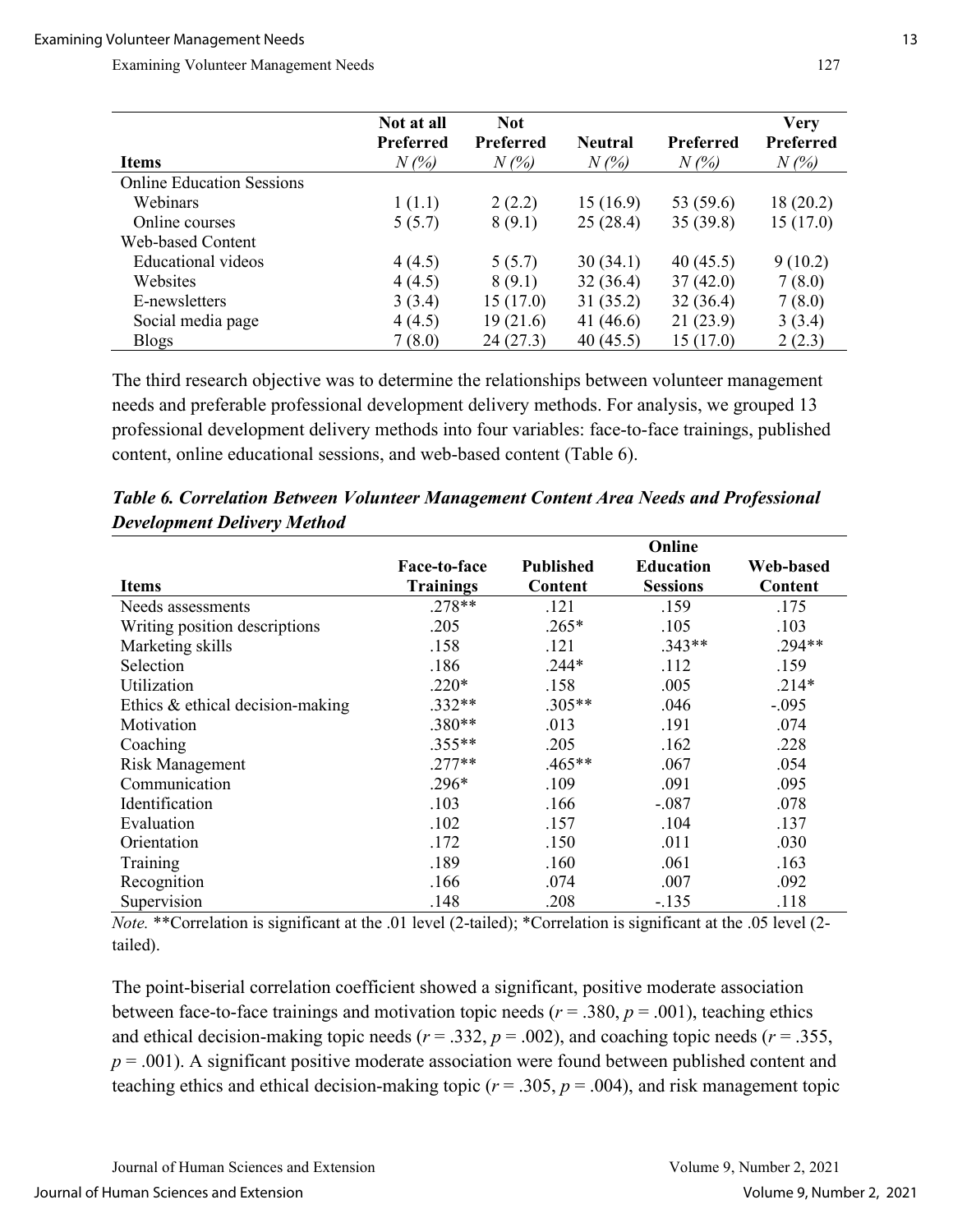| Items | Not at all Preferred N (%) | Not Preferred N (%) | Neutral N (%) | Preferred N (%) | Very Preferred N (%) |
|---|---|---|---|---|---|
| Online Education Sessions | | | | | |
| Webinars | 1 (1.1) | 2 (2.2) | 15 (16.9) | 53 (59.6) | 18 (20.2) |
| Online courses | 5 (5.7) | 8 (9.1) | 25 (28.4) | 35 (39.8) | 15 (17.0) |
| Web-based Content | | | | | |
| Educational videos | 4 (4.5) | 5 (5.7) | 30 (34.1) | 40 (45.5) | 9 (10.2) |
| Websites | 4 (4.5) | 8 (9.1) | 32 (36.4) | 37 (42.0) | 7 (8.0) |
| E-newsletters | 3 (3.4) | 15 (17.0) | 31 (35.2) | 32 (36.4) | 7 (8.0) |
| Social media page | 4 (4.5) | 19 (21.6) | 41 (46.6) | 21 (23.9) | 3 (3.4) |
| Blogs | 7 (8.0) | 24 (27.3) | 40 (45.5) | 15 (17.0) | 2 (2.3) |

The third research objective was to determine the relationships between volunteer management needs and preferable professional development delivery methods. For analysis, we grouped 13 professional development delivery methods into four variables: face-to-face trainings, published content, online educational sessions, and web-based content (Table 6).

***Table 6. Correlation Between Volunteer Management Content Area Needs and Professional Development Delivery Method***

| Items | Face-to-face Trainings | Published Content | Online Education Sessions | Web-based Content |
|---|---|---|---|---|
| Needs assessments | .278** | .121 | .159 | .175 |
| Writing position descriptions | .205 | .265* | .105 | .103 |
| Marketing skills | .158 | .121 | .343** | .294** |
| Selection | .186 | .244* | .112 | .159 |
| Utilization | .220* | .158 | .005 | .214* |
| Ethics & ethical decision-making | .332** | .305** | .046 | -.095 |
| Motivation | .380** | .013 | .191 | .074 |
| Coaching | .355** | .205 | .162 | .228 |
| Risk Management | .277** | .465** | .067 | .054 |
| Communication | .296* | .109 | .091 | .095 |
| Identification | .103 | .166 | -.087 | .078 |
| Evaluation | .102 | .157 | .104 | .137 |
| Orientation | .172 | .150 | .011 | .030 |
| Training | .189 | .160 | .061 | .163 |
| Recognition | .166 | .074 | .007 | .092 |
| Supervision | .148 | .208 | -.135 | .118 |

*Note.* **Correlation is significant at the .01 level (2-tailed); *Correlation is significant at the .05 level (2-tailed).

The point-biserial correlation coefficient showed a significant, positive moderate association between face-to-face trainings and motivation topic needs ($r = .380$, $p = .001$), teaching ethics and ethical decision-making topic needs ($r = .332$, $p = .002$), and coaching topic needs ($r = .355$, $p = .001$). A significant positive moderate association were found between published content and teaching ethics and ethical decision-making topic ($r = .305$, $p = .004$), and risk management topic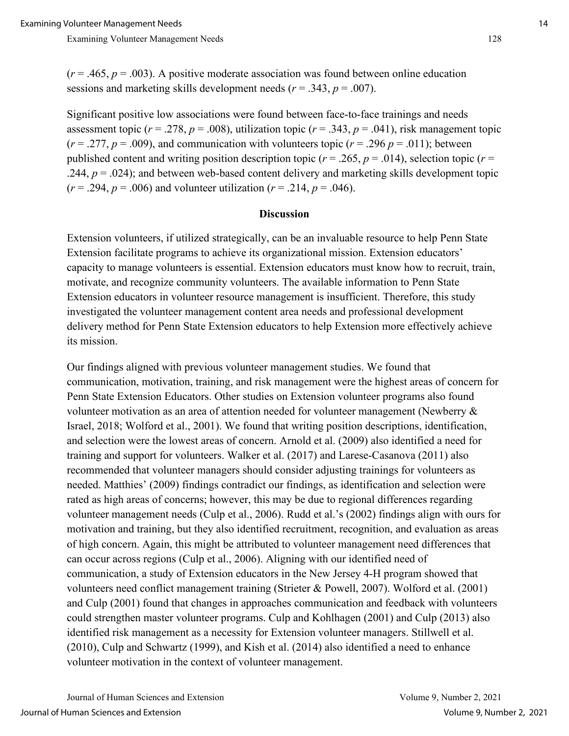($r = .465$, $p = .003$). A positive moderate association was found between online education sessions and marketing skills development needs ($r = .343$, $p = .007$).

Significant positive low associations were found between face-to-face trainings and needs assessment topic ($r = .278$, $p = .008$), utilization topic ($r = .343$, $p = .041$), risk management topic ($r = .277$, $p = .009$), and communication with volunteers topic ($r = .296$ $p = .011$); between published content and writing position description topic ($r = .265$, $p = .014$), selection topic ($r = .244$, $p = .024$); and between web-based content delivery and marketing skills development topic ($r = .294$, $p = .006$) and volunteer utilization ($r = .214$, $p = .046$).

## Discussion

Extension volunteers, if utilized strategically, can be an invaluable resource to help Penn State Extension facilitate programs to achieve its organizational mission. Extension educators' capacity to manage volunteers is essential. Extension educators must know how to recruit, train, motivate, and recognize community volunteers. The available information to Penn State Extension educators in volunteer resource management is insufficient. Therefore, this study investigated the volunteer management content area needs and professional development delivery method for Penn State Extension educators to help Extension more effectively achieve its mission.

Our findings aligned with previous volunteer management studies. We found that communication, motivation, training, and risk management were the highest areas of concern for Penn State Extension Educators. Other studies on Extension volunteer programs also found volunteer motivation as an area of attention needed for volunteer management (Newberry & Israel, 2018; Wolford et al., 2001). We found that writing position descriptions, identification, and selection were the lowest areas of concern. Arnold et al. (2009) also identified a need for training and support for volunteers. Walker et al. (2017) and Larese-Casanova (2011) also recommended that volunteer managers should consider adjusting trainings for volunteers as needed. Matthies' (2009) findings contradict our findings, as identification and selection were rated as high areas of concerns; however, this may be due to regional differences regarding volunteer management needs (Culp et al., 2006). Rudd et al.'s (2002) findings align with ours for motivation and training, but they also identified recruitment, recognition, and evaluation as areas of high concern. Again, this might be attributed to volunteer management need differences that can occur across regions (Culp et al., 2006). Aligning with our identified need of communication, a study of Extension educators in the New Jersey 4-H program showed that volunteers need conflict management training (Strieter & Powell, 2007). Wolford et al. (2001) and Culp (2001) found that changes in approaches communication and feedback with volunteers could strengthen master volunteer programs. Culp and Kohlhagen (2001) and Culp (2013) also identified risk management as a necessity for Extension volunteer managers. Stillwell et al. (2010), Culp and Schwartz (1999), and Kish et al. (2014) also identified a need to enhance volunteer motivation in the context of volunteer management.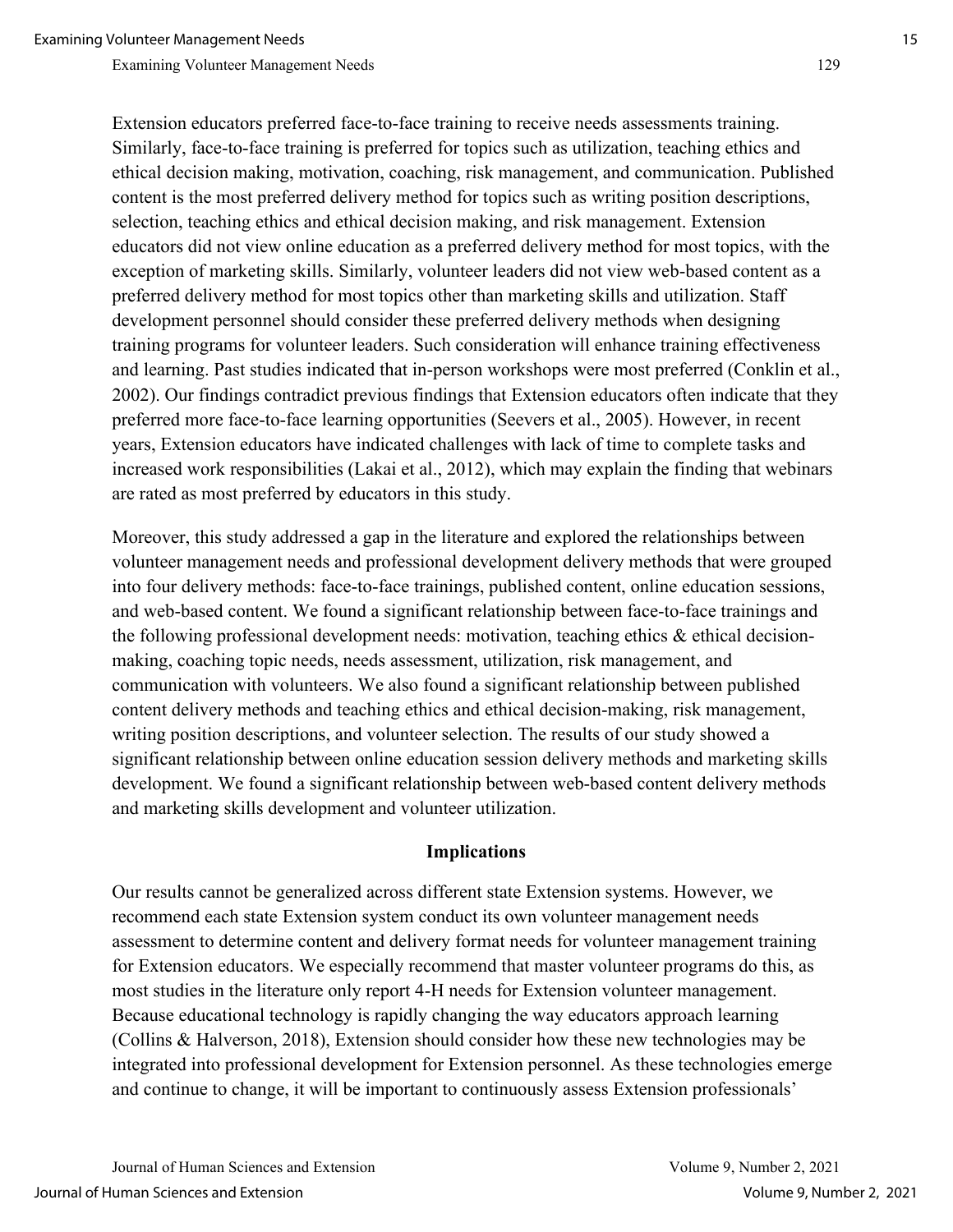Extension educators preferred face-to-face training to receive needs assessments training. Similarly, face-to-face training is preferred for topics such as utilization, teaching ethics and ethical decision making, motivation, coaching, risk management, and communication. Published content is the most preferred delivery method for topics such as writing position descriptions, selection, teaching ethics and ethical decision making, and risk management. Extension educators did not view online education as a preferred delivery method for most topics, with the exception of marketing skills. Similarly, volunteer leaders did not view web-based content as a preferred delivery method for most topics other than marketing skills and utilization. Staff development personnel should consider these preferred delivery methods when designing training programs for volunteer leaders. Such consideration will enhance training effectiveness and learning. Past studies indicated that in-person workshops were most preferred (Conklin et al., 2002). Our findings contradict previous findings that Extension educators often indicate that they preferred more face-to-face learning opportunities (Seevers et al., 2005). However, in recent years, Extension educators have indicated challenges with lack of time to complete tasks and increased work responsibilities (Lakai et al., 2012), which may explain the finding that webinars are rated as most preferred by educators in this study.

Moreover, this study addressed a gap in the literature and explored the relationships between volunteer management needs and professional development delivery methods that were grouped into four delivery methods: face-to-face trainings, published content, online education sessions, and web-based content. We found a significant relationship between face-to-face trainings and the following professional development needs: motivation, teaching ethics & ethical decision-making, coaching topic needs, needs assessment, utilization, risk management, and communication with volunteers. We also found a significant relationship between published content delivery methods and teaching ethics and ethical decision-making, risk management, writing position descriptions, and volunteer selection. The results of our study showed a significant relationship between online education session delivery methods and marketing skills development. We found a significant relationship between web-based content delivery methods and marketing skills development and volunteer utilization.

## Implications

Our results cannot be generalized across different state Extension systems. However, we recommend each state Extension system conduct its own volunteer management needs assessment to determine content and delivery format needs for volunteer management training for Extension educators. We especially recommend that master volunteer programs do this, as most studies in the literature only report 4-H needs for Extension volunteer management. Because educational technology is rapidly changing the way educators approach learning (Collins & Halverson, 2018), Extension should consider how these new technologies may be integrated into professional development for Extension personnel. As these technologies emerge and continue to change, it will be important to continuously assess Extension professionals'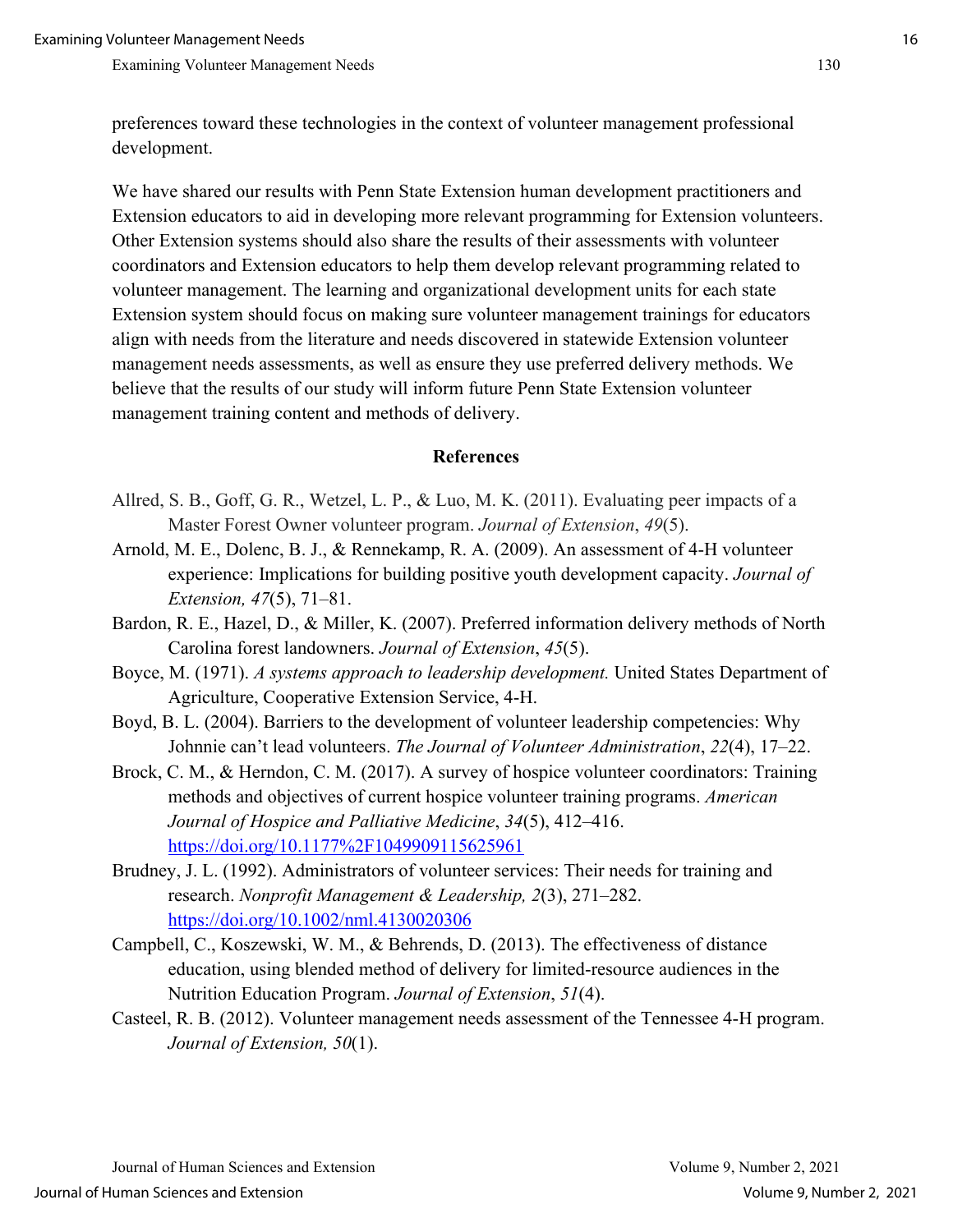preferences toward these technologies in the context of volunteer management professional development.

We have shared our results with Penn State Extension human development practitioners and Extension educators to aid in developing more relevant programming for Extension volunteers. Other Extension systems should also share the results of their assessments with volunteer coordinators and Extension educators to help them develop relevant programming related to volunteer management. The learning and organizational development units for each state Extension system should focus on making sure volunteer management trainings for educators align with needs from the literature and needs discovered in statewide Extension volunteer management needs assessments, as well as ensure they use preferred delivery methods. We believe that the results of our study will inform future Penn State Extension volunteer management training content and methods of delivery.

## References

Allred, S. B., Goff, G. R., Wetzel, L. P., & Luo, M. K. (2011). Evaluating peer impacts of a Master Forest Owner volunteer program. *Journal of Extension*, *49*(5).

Arnold, M. E., Dolenc, B. J., & Rennekamp, R. A. (2009). An assessment of 4-H volunteer experience: Implications for building positive youth development capacity. *Journal of Extension, 47*(5), 71–81.

Bardon, R. E., Hazel, D., & Miller, K. (2007). Preferred information delivery methods of North Carolina forest landowners. *Journal of Extension*, *45*(5).

Boyce, M. (1971). *A systems approach to leadership development.* United States Department of Agriculture, Cooperative Extension Service, 4-H.

Boyd, B. L. (2004). Barriers to the development of volunteer leadership competencies: Why Johnnie can't lead volunteers. *The Journal of Volunteer Administration*, *22*(4), 17–22.

Brock, C. M., & Herndon, C. M. (2017). A survey of hospice volunteer coordinators: Training methods and objectives of current hospice volunteer training programs. *American Journal of Hospice and Palliative Medicine*, *34*(5), 412–416. https://doi.org/10.1177%2F1049909115625961

Brudney, J. L. (1992). Administrators of volunteer services: Their needs for training and research. *Nonprofit Management & Leadership, 2*(3), 271–282. https://doi.org/10.1002/nml.4130020306

Campbell, C., Koszewski, W. M., & Behrends, D. (2013). The effectiveness of distance education, using blended method of delivery for limited-resource audiences in the Nutrition Education Program. *Journal of Extension*, *51*(4).

Casteel, R. B. (2012). Volunteer management needs assessment of the Tennessee 4-H program. *Journal of Extension, 50*(1).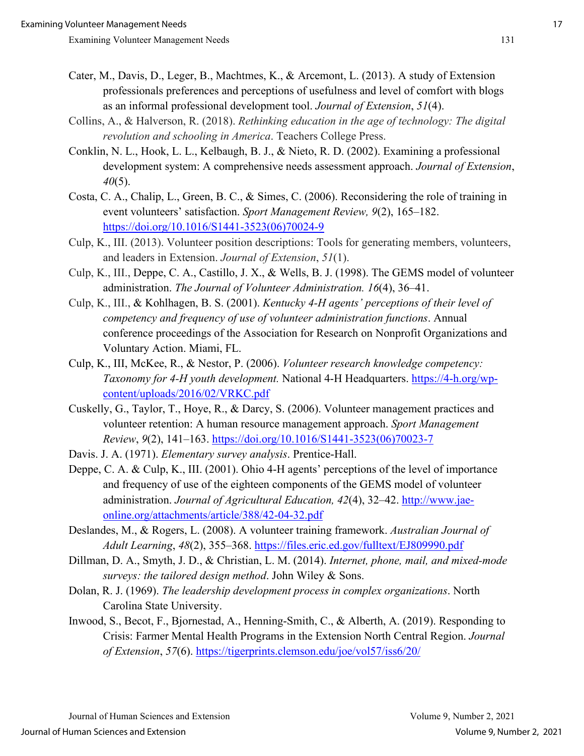Cater, M., Davis, D., Leger, B., Machtmes, K., & Arcemont, L. (2013). A study of Extension professionals preferences and perceptions of usefulness and level of comfort with blogs as an informal professional development tool. *Journal of Extension*, *51*(4).

Collins, A., & Halverson, R. (2018). *Rethinking education in the age of technology: The digital revolution and schooling in America*. Teachers College Press.

Conklin, N. L., Hook, L. L., Kelbaugh, B. J., & Nieto, R. D. (2002). Examining a professional development system: A comprehensive needs assessment approach. *Journal of Extension*, *40*(5).

Costa, C. A., Chalip, L., Green, B. C., & Simes, C. (2006). Reconsidering the role of training in event volunteers' satisfaction. *Sport Management Review, 9*(2), 165–182. https://doi.org/10.1016/S1441-3523(06)70024-9

Culp, K., III. (2013). Volunteer position descriptions: Tools for generating members, volunteers, and leaders in Extension. *Journal of Extension*, *51*(1).

Culp, K., III., Deppe, C. A., Castillo, J. X., & Wells, B. J. (1998). The GEMS model of volunteer administration. *The Journal of Volunteer Administration. 16*(4), 36–41.

Culp, K., III., & Kohlhagen, B. S. (2001). *Kentucky 4-H agents' perceptions of their level of competency and frequency of use of volunteer administration functions*. Annual conference proceedings of the Association for Research on Nonprofit Organizations and Voluntary Action. Miami, FL.

Culp, K., III, McKee, R., & Nestor, P. (2006). *Volunteer research knowledge competency: Taxonomy for 4-H youth development.* National 4-H Headquarters. https://4-h.org/wp-content/uploads/2016/02/VRKC.pdf

Cuskelly, G., Taylor, T., Hoye, R., & Darcy, S. (2006). Volunteer management practices and volunteer retention: A human resource management approach. *Sport Management Review*, *9*(2), 141–163. https://doi.org/10.1016/S1441-3523(06)70023-7

Davis. J. A. (1971). *Elementary survey analysis*. Prentice-Hall.

Deppe, C. A. & Culp, K., III. (2001). Ohio 4-H agents' perceptions of the level of importance and frequency of use of the eighteen components of the GEMS model of volunteer administration. *Journal of Agricultural Education, 42*(4), 32–42. http://www.jae-online.org/attachments/article/388/42-04-32.pdf

Deslandes, M., & Rogers, L. (2008). A volunteer training framework. *Australian Journal of Adult Learning*, *48*(2), 355–368. https://files.eric.ed.gov/fulltext/EJ809990.pdf

Dillman, D. A., Smyth, J. D., & Christian, L. M. (2014). *Internet, phone, mail, and mixed-mode surveys: the tailored design method*. John Wiley & Sons.

Dolan, R. J. (1969). *The leadership development process in complex organizations*. North Carolina State University.

Inwood, S., Becot, F., Bjornestad, A., Henning-Smith, C., & Alberth, A. (2019). Responding to Crisis: Farmer Mental Health Programs in the Extension North Central Region. *Journal of Extension*, *57*(6). https://tigerprints.clemson.edu/joe/vol57/iss6/20/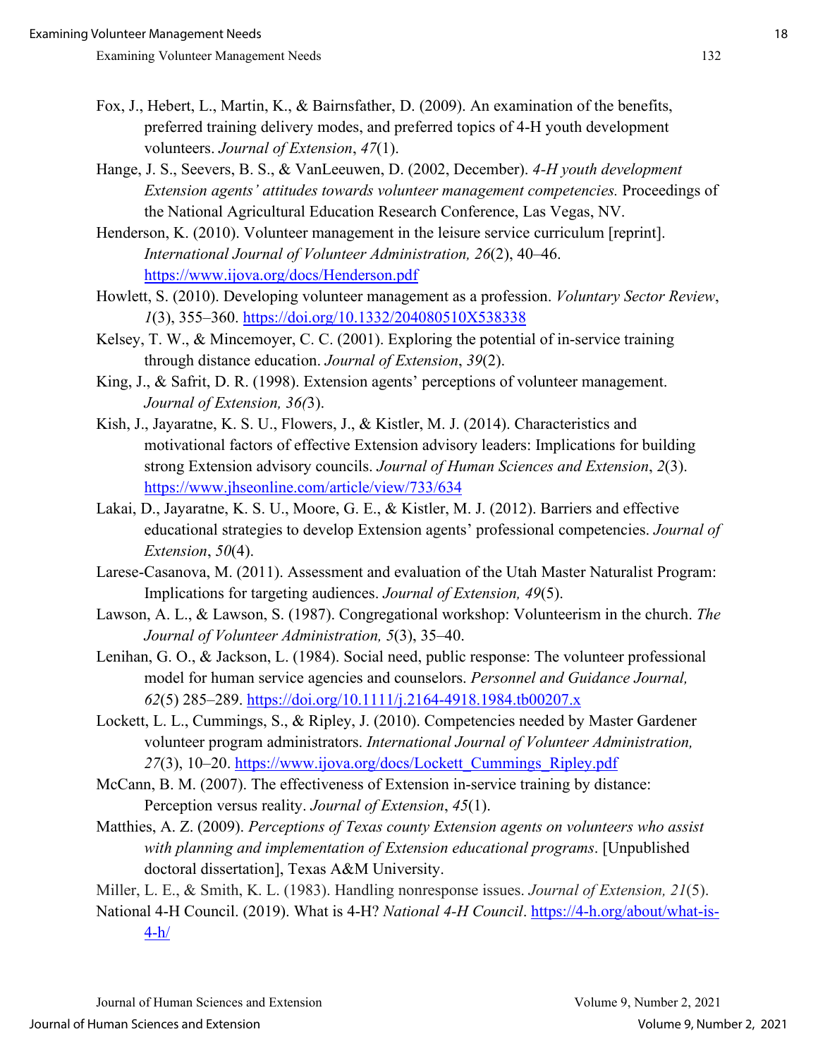Fox, J., Hebert, L., Martin, K., & Bairnsfather, D. (2009). An examination of the benefits, preferred training delivery modes, and preferred topics of 4-H youth development volunteers. *Journal of Extension*, *47*(1).

Hange, J. S., Seevers, B. S., & VanLeeuwen, D. (2002, December). *4-H youth development Extension agents' attitudes towards volunteer management competencies.* Proceedings of the National Agricultural Education Research Conference, Las Vegas, NV.

Henderson, K. (2010). Volunteer management in the leisure service curriculum [reprint]. *International Journal of Volunteer Administration, 26*(2), 40–46. https://www.ijova.org/docs/Henderson.pdf

Howlett, S. (2010). Developing volunteer management as a profession. *Voluntary Sector Review*, *1*(3), 355–360. https://doi.org/10.1332/204080510X538338

Kelsey, T. W., & Mincemoyer, C. C. (2001). Exploring the potential of in-service training through distance education. *Journal of Extension*, *39*(2).

King, J., & Safrit, D. R. (1998). Extension agents' perceptions of volunteer management. *Journal of Extension, 36(*3).

Kish, J., Jayaratne, K. S. U., Flowers, J., & Kistler, M. J. (2014). Characteristics and motivational factors of effective Extension advisory leaders: Implications for building strong Extension advisory councils. *Journal of Human Sciences and Extension*, *2*(3). https://www.jhseonline.com/article/view/733/634

Lakai, D., Jayaratne, K. S. U., Moore, G. E., & Kistler, M. J. (2012). Barriers and effective educational strategies to develop Extension agents' professional competencies. *Journal of Extension*, *50*(4).

Larese-Casanova, M. (2011). Assessment and evaluation of the Utah Master Naturalist Program: Implications for targeting audiences. *Journal of Extension, 49*(5).

Lawson, A. L., & Lawson, S. (1987). Congregational workshop: Volunteerism in the church. *The Journal of Volunteer Administration, 5*(3), 35–40.

Lenihan, G. O., & Jackson, L. (1984). Social need, public response: The volunteer professional model for human service agencies and counselors. *Personnel and Guidance Journal, 62*(5) 285–289. https://doi.org/10.1111/j.2164-4918.1984.tb00207.x

Lockett, L. L., Cummings, S., & Ripley, J. (2010). Competencies needed by Master Gardener volunteer program administrators. *International Journal of Volunteer Administration, 27*(3), 10–20. https://www.ijova.org/docs/Lockett_Cummings_Ripley.pdf

McCann, B. M. (2007). The effectiveness of Extension in-service training by distance: Perception versus reality. *Journal of Extension*, *45*(1).

Matthies, A. Z. (2009). *Perceptions of Texas county Extension agents on volunteers who assist with planning and implementation of Extension educational programs*. [Unpublished doctoral dissertation], Texas A&M University.

Miller, L. E., & Smith, K. L. (1983). Handling nonresponse issues. *Journal of Extension, 21*(5).

National 4-H Council. (2019). What is 4-H? *National 4-H Council*. https://4-h.org/about/what-is-4-h/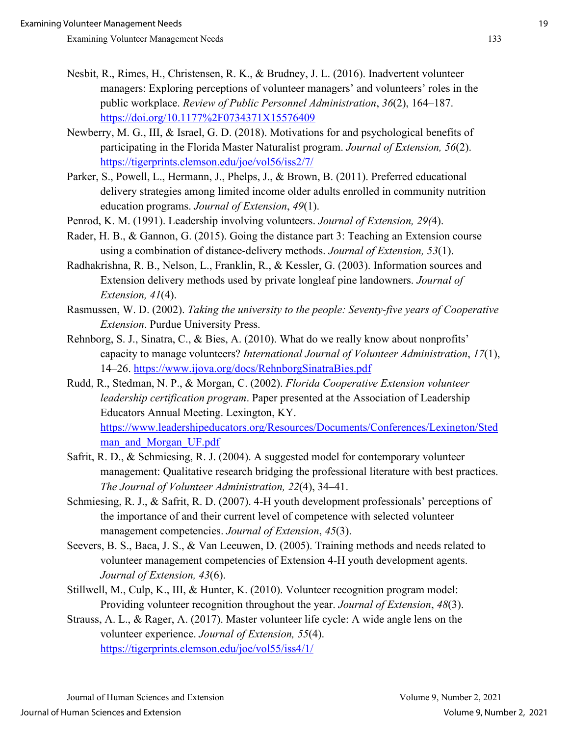Nesbit, R., Rimes, H., Christensen, R. K., & Brudney, J. L. (2016). Inadvertent volunteer managers: Exploring perceptions of volunteer managers' and volunteers' roles in the public workplace. *Review of Public Personnel Administration*, *36*(2), 164–187. https://doi.org/10.1177%2F0734371X15576409

Newberry, M. G., III, & Israel, G. D. (2018). Motivations for and psychological benefits of participating in the Florida Master Naturalist program. *Journal of Extension, 56*(2). https://tigerprints.clemson.edu/joe/vol56/iss2/7/

Parker, S., Powell, L., Hermann, J., Phelps, J., & Brown, B. (2011). Preferred educational delivery strategies among limited income older adults enrolled in community nutrition education programs. *Journal of Extension*, *49*(1).

Penrod, K. M. (1991). Leadership involving volunteers. *Journal of Extension, 29(*4).

Rader, H. B., & Gannon, G. (2015). Going the distance part 3: Teaching an Extension course using a combination of distance-delivery methods. *Journal of Extension, 53*(1).

Radhakrishna, R. B., Nelson, L., Franklin, R., & Kessler, G. (2003). Information sources and Extension delivery methods used by private longleaf pine landowners. *Journal of Extension, 41*(4).

Rasmussen, W. D. (2002). *Taking the university to the people: Seventy-five years of Cooperative Extension*. Purdue University Press.

Rehnborg, S. J., Sinatra, C., & Bies, A. (2010). What do we really know about nonprofits' capacity to manage volunteers? *International Journal of Volunteer Administration*, *17*(1), 14–26. https://www.ijova.org/docs/RehnborgSinatraBies.pdf

Rudd, R., Stedman, N. P., & Morgan, C. (2002). *Florida Cooperative Extension volunteer leadership certification program*. Paper presented at the Association of Leadership Educators Annual Meeting. Lexington, KY. https://www.leadershipeducators.org/Resources/Documents/Conferences/Lexington/Stedman_and_Morgan_UF.pdf

Safrit, R. D., & Schmiesing, R. J. (2004). A suggested model for contemporary volunteer management: Qualitative research bridging the professional literature with best practices. *The Journal of Volunteer Administration, 22*(4), 34–41.

Schmiesing, R. J., & Safrit, R. D. (2007). 4-H youth development professionals' perceptions of the importance of and their current level of competence with selected volunteer management competencies. *Journal of Extension*, *45*(3).

Seevers, B. S., Baca, J. S., & Van Leeuwen, D. (2005). Training methods and needs related to volunteer management competencies of Extension 4-H youth development agents. *Journal of Extension, 43*(6).

Stillwell, M., Culp, K., III, & Hunter, K. (2010). Volunteer recognition program model: Providing volunteer recognition throughout the year. *Journal of Extension*, *48*(3).

Strauss, A. L., & Rager, A. (2017). Master volunteer life cycle: A wide angle lens on the volunteer experience. *Journal of Extension, 55*(4). https://tigerprints.clemson.edu/joe/vol55/iss4/1/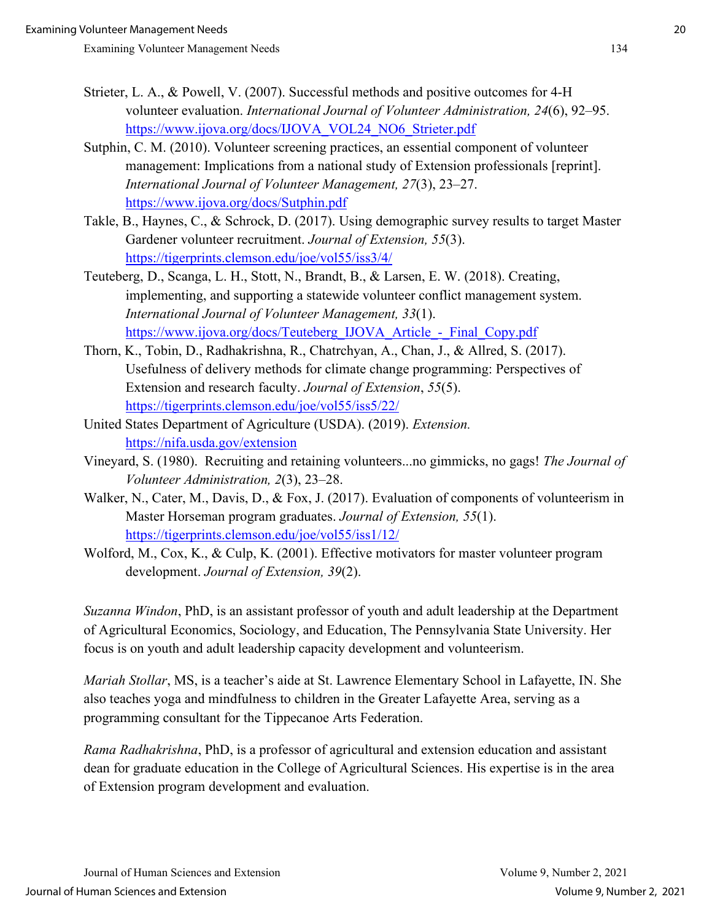Strieter, L. A., & Powell, V. (2007). Successful methods and positive outcomes for 4-H volunteer evaluation. *International Journal of Volunteer Administration, 24*(6), 92–95. https://www.ijova.org/docs/IJOVA_VOL24_NO6_Strieter.pdf

Sutphin, C. M. (2010). Volunteer screening practices, an essential component of volunteer management: Implications from a national study of Extension professionals [reprint]. *International Journal of Volunteer Management, 27*(3), 23–27. https://www.ijova.org/docs/Sutphin.pdf

Takle, B., Haynes, C., & Schrock, D. (2017). Using demographic survey results to target Master Gardener volunteer recruitment. *Journal of Extension, 55*(3). https://tigerprints.clemson.edu/joe/vol55/iss3/4/

Teuteberg, D., Scanga, L. H., Stott, N., Brandt, B., & Larsen, E. W. (2018). Creating, implementing, and supporting a statewide volunteer conflict management system. *International Journal of Volunteer Management, 33*(1). https://www.ijova.org/docs/Teuteberg_IJOVA_Article_-_Final_Copy.pdf

Thorn, K., Tobin, D., Radhakrishna, R., Chatrchyan, A., Chan, J., & Allred, S. (2017). Usefulness of delivery methods for climate change programming: Perspectives of Extension and research faculty. *Journal of Extension*, *55*(5). https://tigerprints.clemson.edu/joe/vol55/iss5/22/

United States Department of Agriculture (USDA). (2019). *Extension.* https://nifa.usda.gov/extension

Vineyard, S. (1980). Recruiting and retaining volunteers...no gimmicks, no gags! *The Journal of Volunteer Administration, 2*(3), 23–28.

Walker, N., Cater, M., Davis, D., & Fox, J. (2017). Evaluation of components of volunteerism in Master Horseman program graduates. *Journal of Extension, 55*(1). https://tigerprints.clemson.edu/joe/vol55/iss1/12/

Wolford, M., Cox, K., & Culp, K. (2001). Effective motivators for master volunteer program development. *Journal of Extension, 39*(2).

*Suzanna Windon*, PhD, is an assistant professor of youth and adult leadership at the Department of Agricultural Economics, Sociology, and Education, The Pennsylvania State University. Her focus is on youth and adult leadership capacity development and volunteerism.

*Mariah Stollar*, MS, is a teacher's aide at St. Lawrence Elementary School in Lafayette, IN. She also teaches yoga and mindfulness to children in the Greater Lafayette Area, serving as a programming consultant for the Tippecanoe Arts Federation.

*Rama Radhakrishna*, PhD, is a professor of agricultural and extension education and assistant dean for graduate education in the College of Agricultural Sciences. His expertise is in the area of Extension program development and evaluation.